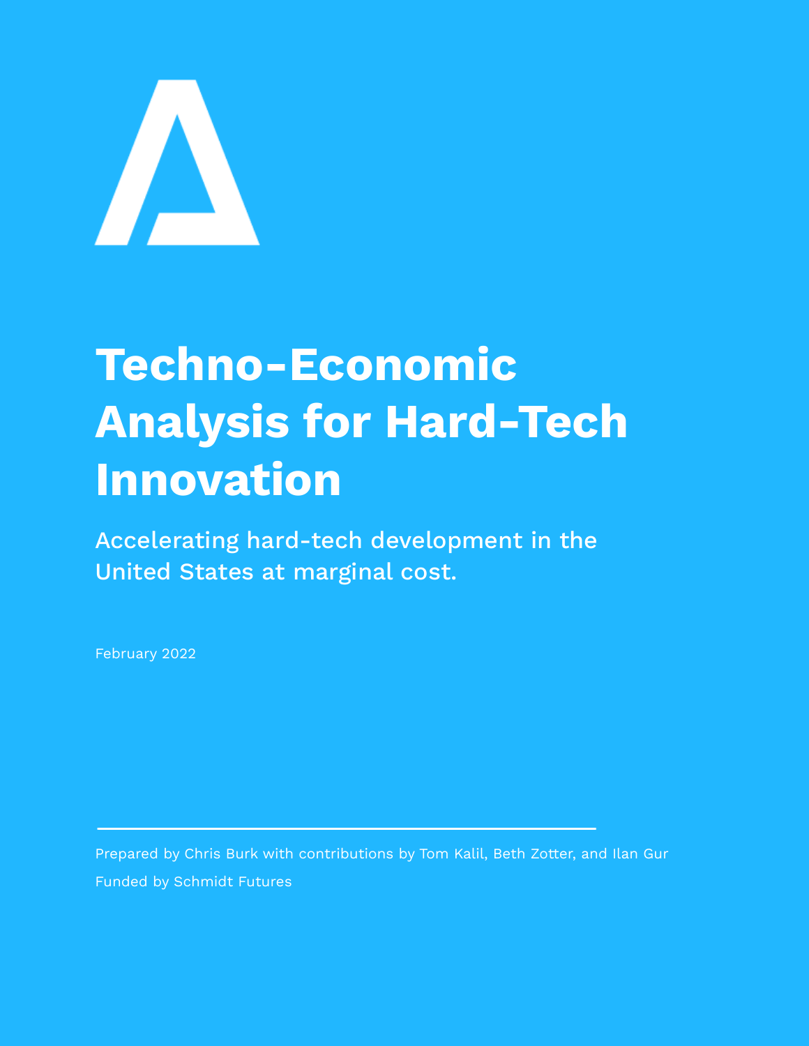# Techno-Economic Analysis for Hard-Tech Innovation

Accelerating hard-tech development in the United States at marginal cost.

February 2022

Prepared by Chris Burk with contributions by Tom Kalil, Beth Zotter, and Ilan Gur

Funded by Schmidt Futures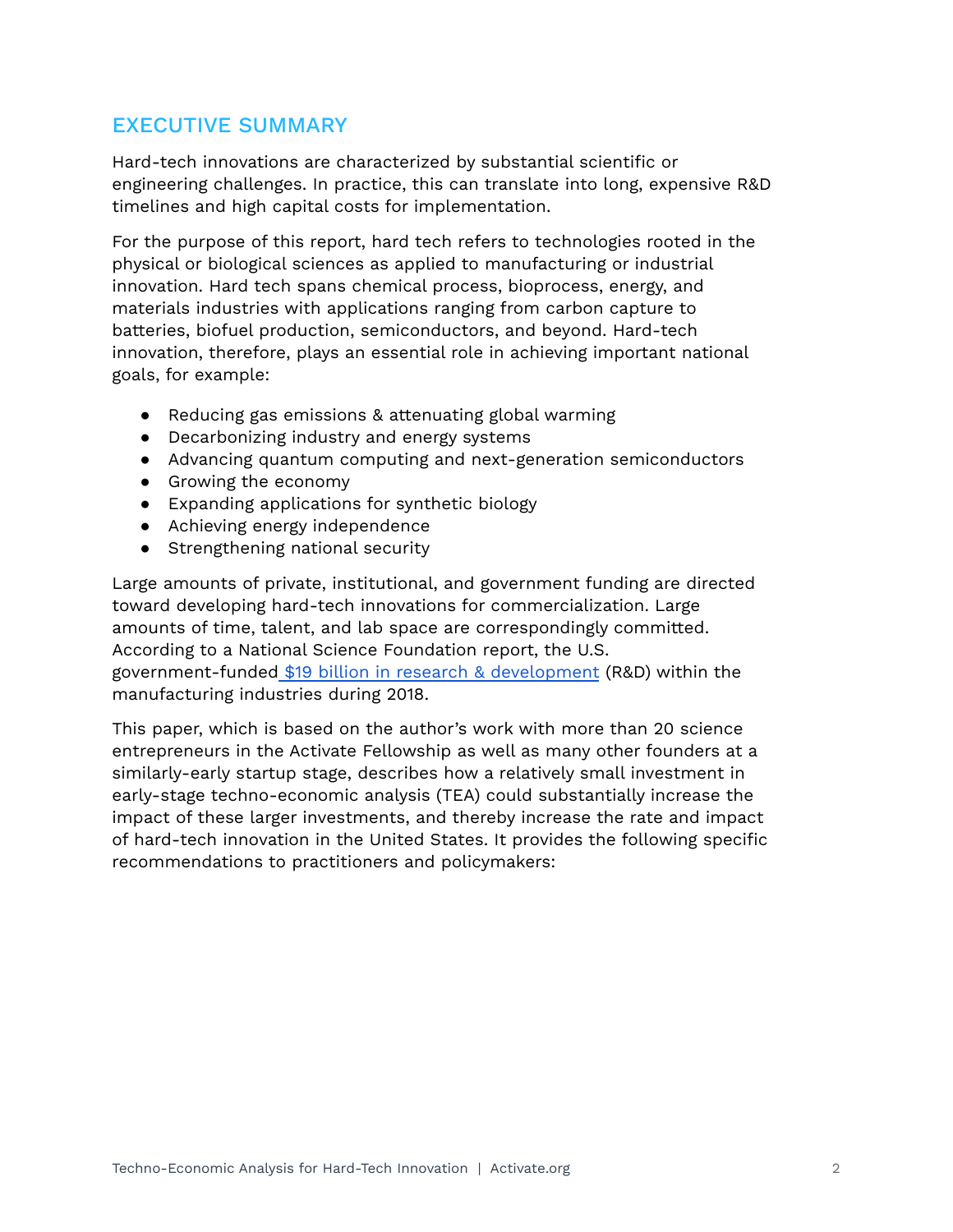## EXECUTIVE SUMMARY

Hard-tech innovations are characterized by substantial scientific or engineering challenges. In practice, this can translate into long, expensive R&D timelines and high capital costs for implementation.

For the purpose of this report, hard tech refers to technologies rooted in the physical or biological sciences as applied to manufacturing or industrial innovation. Hard tech spans chemical process, bioprocess, energy, and materials industries with applications ranging from carbon capture to batteries, biofuel production, semiconductors, and beyond. Hard-tech innovation, therefore, plays an essential role in achieving important national goals, for example:

- Reducing gas emissions & attenuating global warming
- Decarbonizing industry and energy systems
- Advancing quantum computing and next-generation semiconductors
- Growing the economy
- Expanding applications for synthetic biology
- Achieving energy independence
- Strengthening national security

Large amounts of private, institutional, and government funding are directed toward developing hard-tech innovations for commercialization. Large amounts of time, talent, and lab space are correspondingly committed. According to a National Science Foundation report, the U.S. government-funded [$19 billion in research & development] (R&D) within the manufacturing industries during 2018.

This paper, which is based on the author's work with more than 20 science entrepreneurs in the Activate Fellowship as well as many other founders at a similarly-early startup stage, describes how a relatively small investment in early-stage techno-economic analysis (TEA) could substantially increase the impact of these larger investments, and thereby increase the rate and impact of hard-tech innovation in the United States. It provides the following specific recommendations to practitioners and policymakers: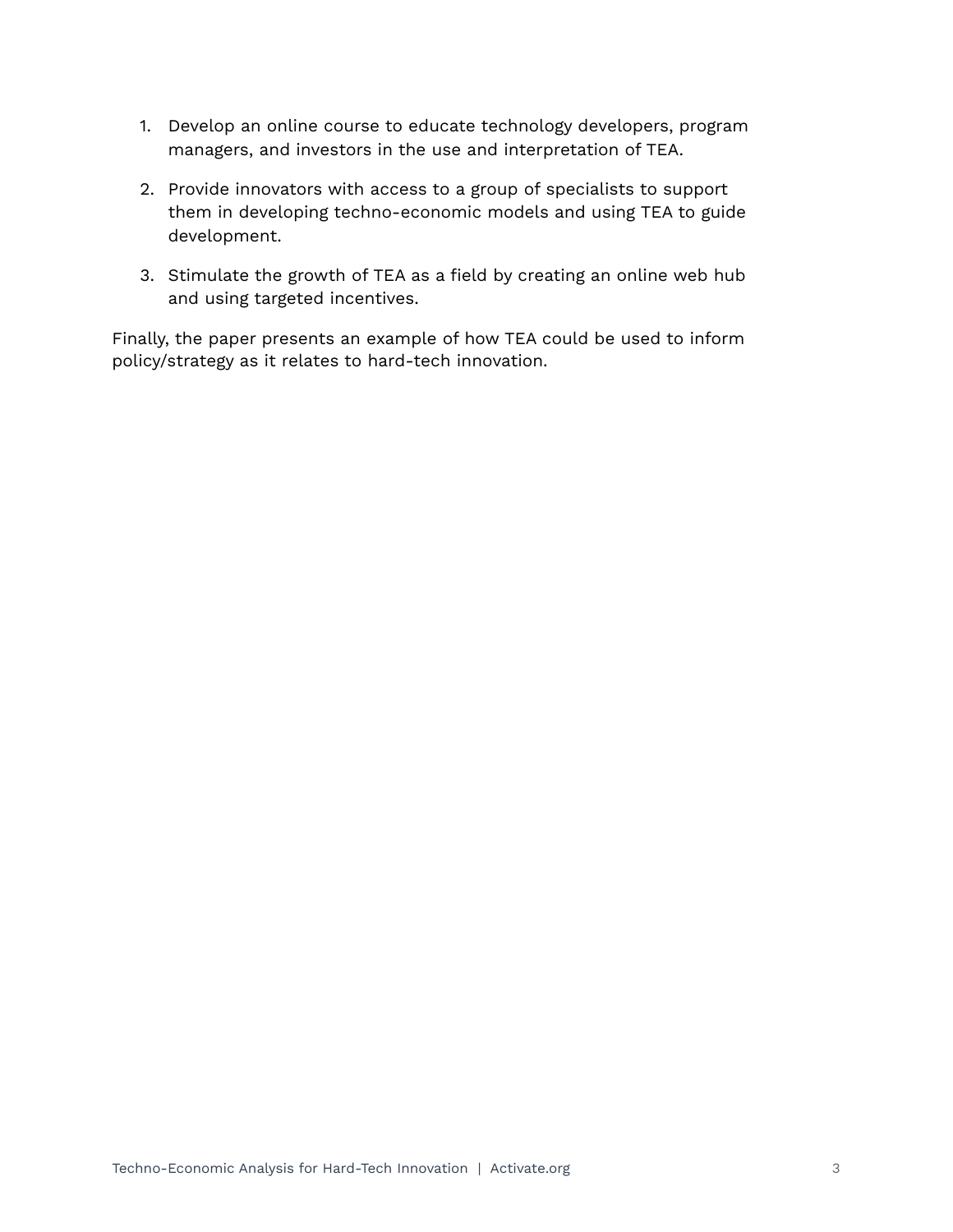1. Develop an online course to educate technology developers, program managers, and investors in the use and interpretation of TEA.

2. Provide innovators with access to a group of specialists to support them in developing techno-economic models and using TEA to guide development.

3. Stimulate the growth of TEA as a field by creating an online web hub and using targeted incentives.

Finally, the paper presents an example of how TEA could be used to inform policy/strategy as it relates to hard-tech innovation.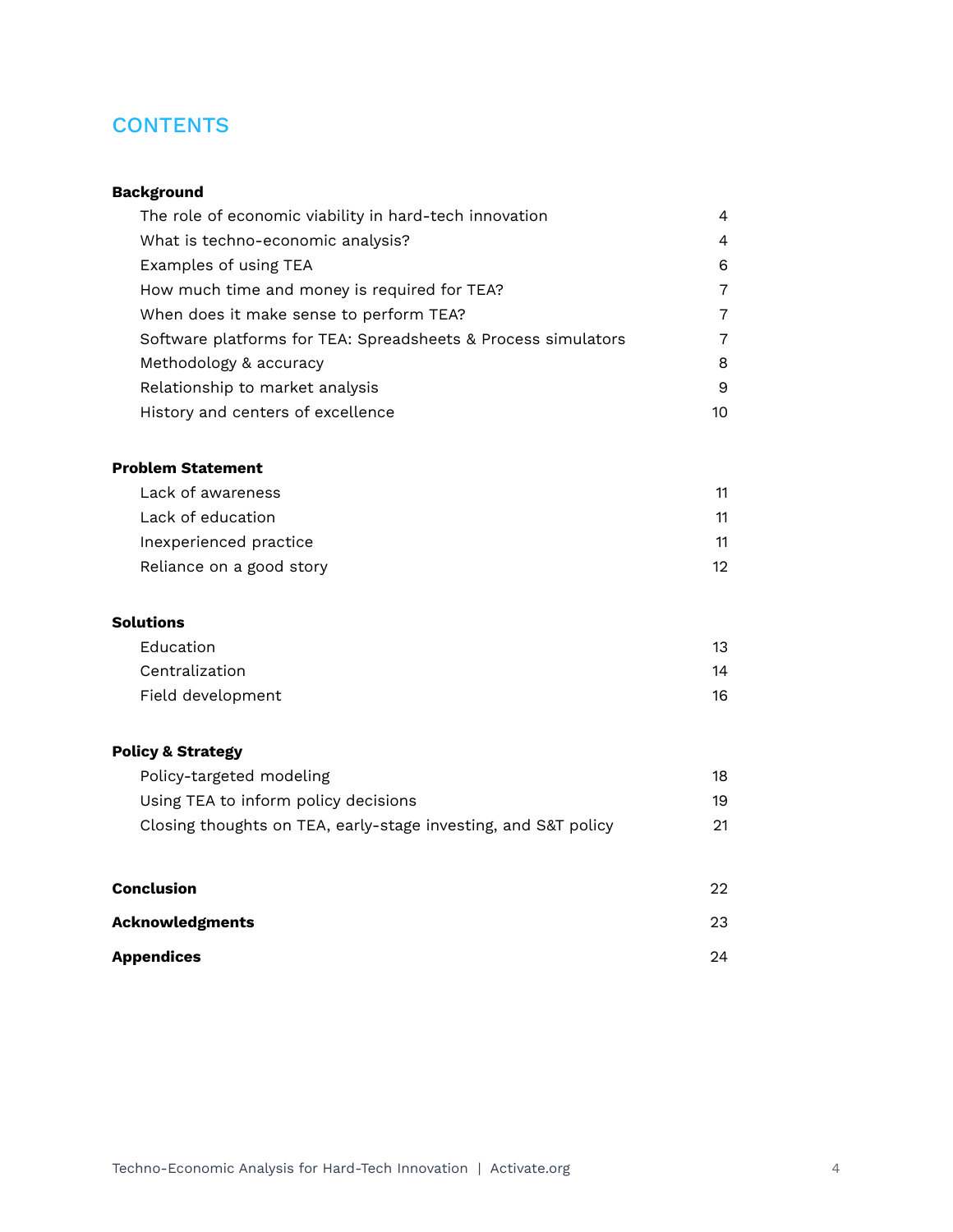## CONTENTS

| | |
|---|---|
| **Background** | |
| The role of economic viability in hard-tech innovation | 4 |
| What is techno-economic analysis? | 4 |
| Examples of using TEA | 6 |
| How much time and money is required for TEA? | 7 |
| When does it make sense to perform TEA? | 7 |
| Software platforms for TEA: Spreadsheets & Process simulators | 7 |
| Methodology & accuracy | 8 |
| Relationship to market analysis | 9 |
| History and centers of excellence | 10 |
| **Problem Statement** | |
| Lack of awareness | 11 |
| Lack of education | 11 |
| Inexperienced practice | 11 |
| Reliance on a good story | 12 |
| **Solutions** | |
| Education | 13 |
| Centralization | 14 |
| Field development | 16 |
| **Policy & Strategy** | |
| Policy-targeted modeling | 18 |
| Using TEA to inform policy decisions | 19 |
| Closing thoughts on TEA, early-stage investing, and S&T policy | 21 |
| **Conclusion** | 22 |
| **Acknowledgments** | 23 |
| **Appendices** | 24 |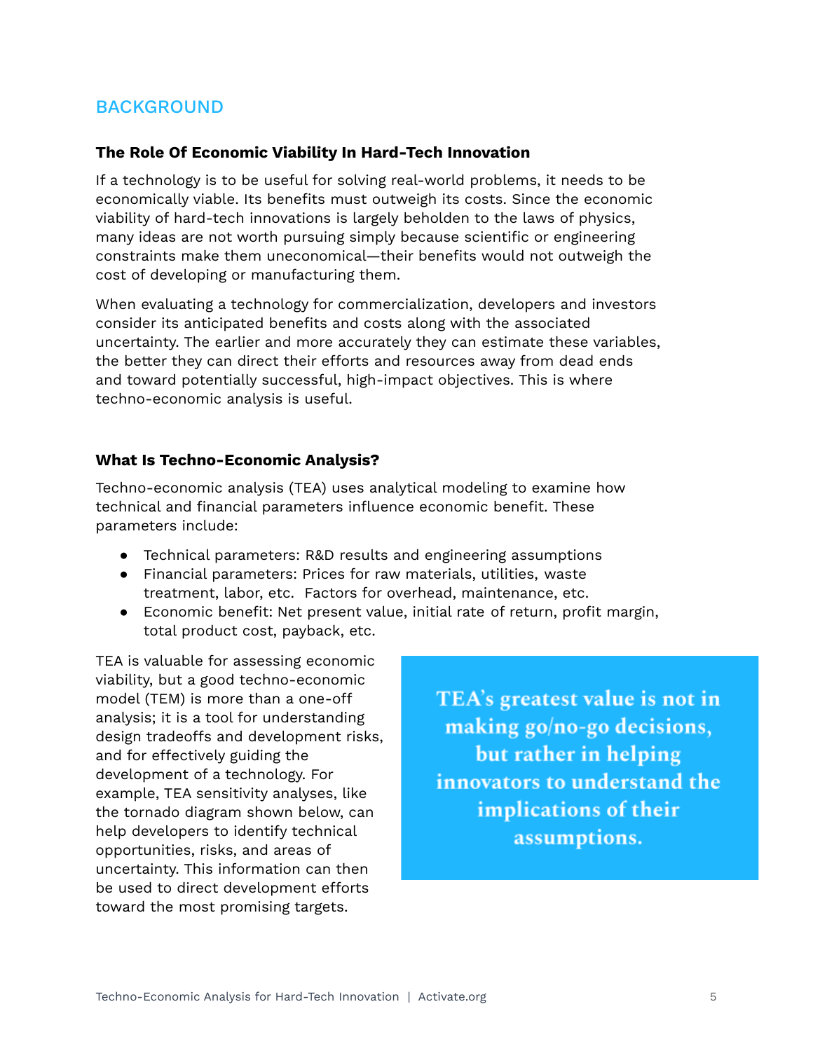## BACKGROUND

### The Role Of Economic Viability In Hard-Tech Innovation

If a technology is to be useful for solving real-world problems, it needs to be economically viable. Its benefits must outweigh its costs. Since the economic viability of hard-tech innovations is largely beholden to the laws of physics, many ideas are not worth pursuing simply because scientific or engineering constraints make them uneconomical—their benefits would not outweigh the cost of developing or manufacturing them.

When evaluating a technology for commercialization, developers and investors consider its anticipated benefits and costs along with the associated uncertainty. The earlier and more accurately they can estimate these variables, the better they can direct their efforts and resources away from dead ends and toward potentially successful, high-impact objectives. This is where techno-economic analysis is useful.

### What Is Techno-Economic Analysis?

Techno-economic analysis (TEA) uses analytical modeling to examine how technical and financial parameters influence economic benefit. These parameters include:

- Technical parameters: R&D results and engineering assumptions
- Financial parameters: Prices for raw materials, utilities, waste treatment, labor, etc. Factors for overhead, maintenance, etc.
- Economic benefit: Net present value, initial rate of return, profit margin, total product cost, payback, etc.

TEA is valuable for assessing economic viability, but a good techno-economic model (TEM) is more than a one-off analysis; it is a tool for understanding design tradeoffs and development risks, and for effectively guiding the development of a technology. For example, TEA sensitivity analyses, like the tornado diagram shown below, can help developers to identify technical opportunities, risks, and areas of uncertainty. This information can then be used to direct development efforts toward the most promising targets.

> **TEA's greatest value is not in making go/no-go decisions, but rather in helping innovators to understand the implications of their assumptions.**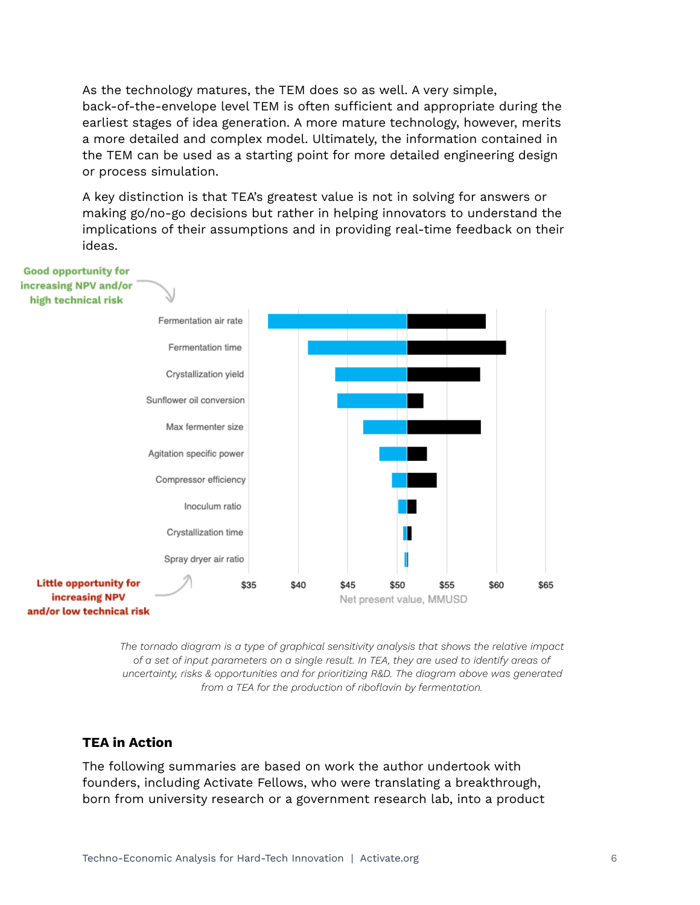As the technology matures, the TEM does so as well. A very simple, back-of-the-envelope level TEM is often sufficient and appropriate during the earliest stages of idea generation. A more mature technology, however, merits a more detailed and complex model. Ultimately, the information contained in the TEM can be used as a starting point for more detailed engineering design or process simulation.

A key distinction is that TEA's greatest value is not in solving for answers or making go/no-go decisions but rather in helping innovators to understand the implications of their assumptions and in providing real-time feedback on their ideas.

*The tornado diagram is a type of graphical sensitivity analysis that shows the relative impact of a set of input parameters on a single result. In TEA, they are used to identify areas of uncertainty, risks & opportunities and for prioritizing R&D. The diagram above was generated from a TEA for the production of riboflavin by fermentation.*

### TEA in Action

The following summaries are based on work the author undertook with founders, including Activate Fellows, who were translating a breakthrough, born from university research or a government research lab, into a product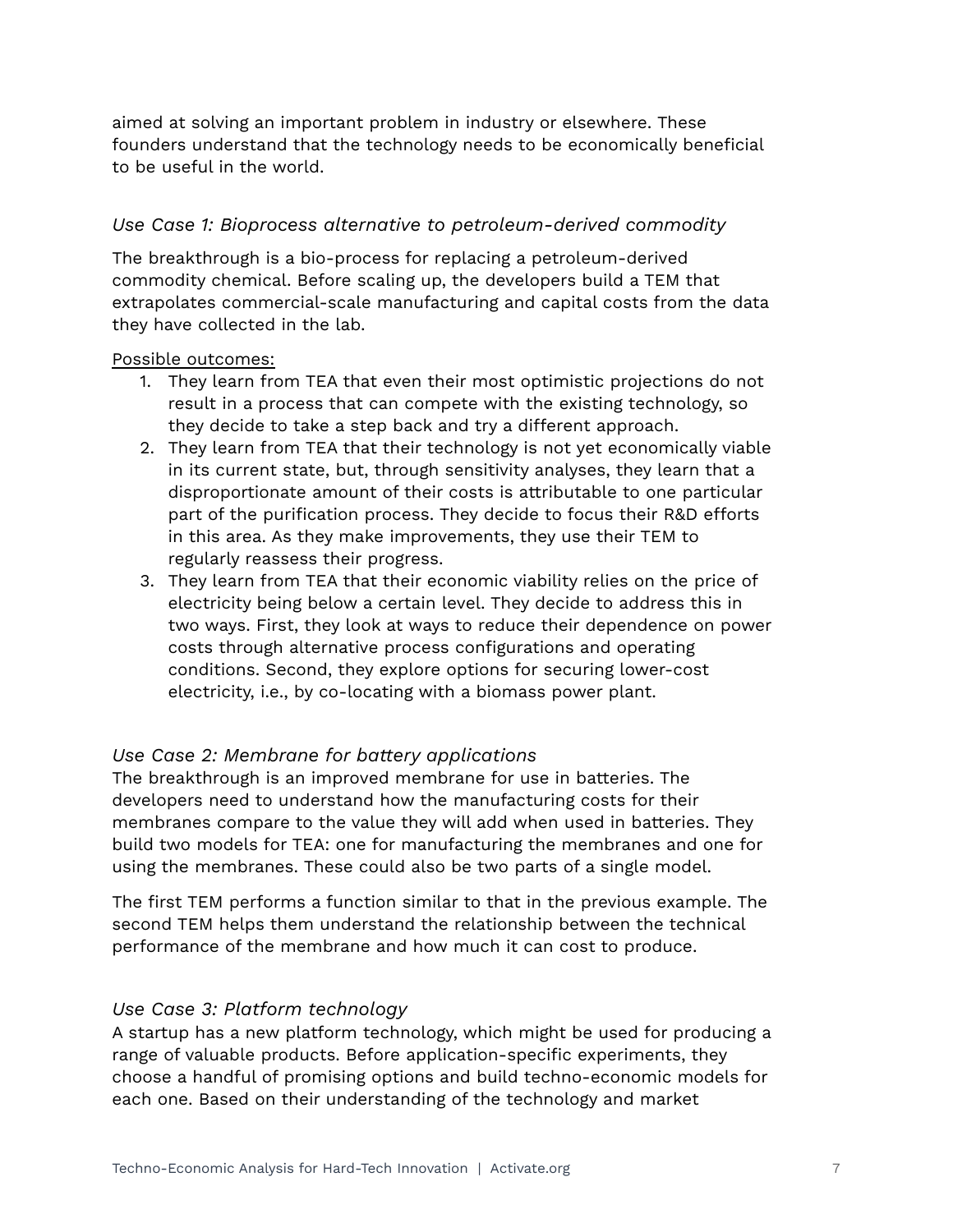aimed at solving an important problem in industry or elsewhere. These founders understand that the technology needs to be economically beneficial to be useful in the world.

### *Use Case 1: Bioprocess alternative to petroleum-derived commodity*

The breakthrough is a bio-process for replacing a petroleum-derived commodity chemical. Before scaling up, the developers build a TEM that extrapolates commercial-scale manufacturing and capital costs from the data they have collected in the lab.

<u>Possible outcomes:</u>

1. They learn from TEA that even their most optimistic projections do not result in a process that can compete with the existing technology, so they decide to take a step back and try a different approach.
2. They learn from TEA that their technology is not yet economically viable in its current state, but, through sensitivity analyses, they learn that a disproportionate amount of their costs is attributable to one particular part of the purification process. They decide to focus their R&D efforts in this area. As they make improvements, they use their TEM to regularly reassess their progress.
3. They learn from TEA that their economic viability relies on the price of electricity being below a certain level. They decide to address this in two ways. First, they look at ways to reduce their dependence on power costs through alternative process configurations and operating conditions. Second, they explore options for securing lower-cost electricity, i.e., by co-locating with a biomass power plant.

### *Use Case 2: Membrane for battery applications*

The breakthrough is an improved membrane for use in batteries. The developers need to understand how the manufacturing costs for their membranes compare to the value they will add when used in batteries. They build two models for TEA: one for manufacturing the membranes and one for using the membranes. These could also be two parts of a single model.

The first TEM performs a function similar to that in the previous example. The second TEM helps them understand the relationship between the technical performance of the membrane and how much it can cost to produce.

### *Use Case 3: Platform technology*

A startup has a new platform technology, which might be used for producing a range of valuable products. Before application-specific experiments, they choose a handful of promising options and build techno-economic models for each one. Based on their understanding of the technology and market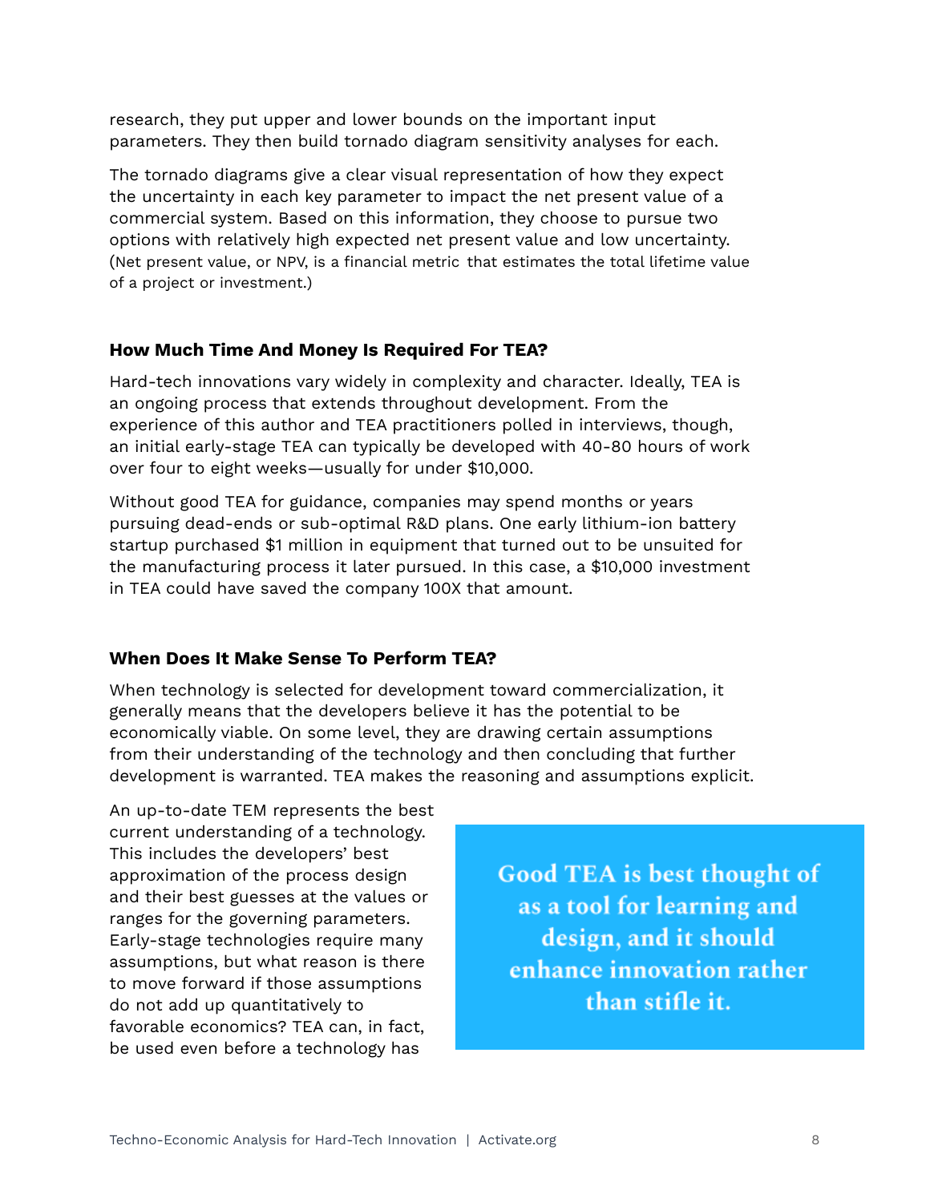research, they put upper and lower bounds on the important input parameters. They then build tornado diagram sensitivity analyses for each.

The tornado diagrams give a clear visual representation of how they expect the uncertainty in each key parameter to impact the net present value of a commercial system. Based on this information, they choose to pursue two options with relatively high expected net present value and low uncertainty. (Net present value, or NPV, is a financial metric that estimates the total lifetime value of a project or investment.)

### How Much Time And Money Is Required For TEA?

Hard-tech innovations vary widely in complexity and character. Ideally, TEA is an ongoing process that extends throughout development. From the experience of this author and TEA practitioners polled in interviews, though, an initial early-stage TEA can typically be developed with 40-80 hours of work over four to eight weeks—usually for under $10,000.

Without good TEA for guidance, companies may spend months or years pursuing dead-ends or sub-optimal R&D plans. One early lithium-ion battery startup purchased $1 million in equipment that turned out to be unsuited for the manufacturing process it later pursued. In this case, a $10,000 investment in TEA could have saved the company 100X that amount.

### When Does It Make Sense To Perform TEA?

When technology is selected for development toward commercialization, it generally means that the developers believe it has the potential to be economically viable. On some level, they are drawing certain assumptions from their understanding of the technology and then concluding that further development is warranted. TEA makes the reasoning and assumptions explicit.

An up-to-date TEM represents the best current understanding of a technology. This includes the developers' best approximation of the process design and their best guesses at the values or ranges for the governing parameters. Early-stage technologies require many assumptions, but what reason is there to move forward if those assumptions do not add up quantitatively to favorable economics? TEA can, in fact, be used even before a technology has

> **Good TEA is best thought of as a tool for learning and design, and it should enhance innovation rather than stifle it.**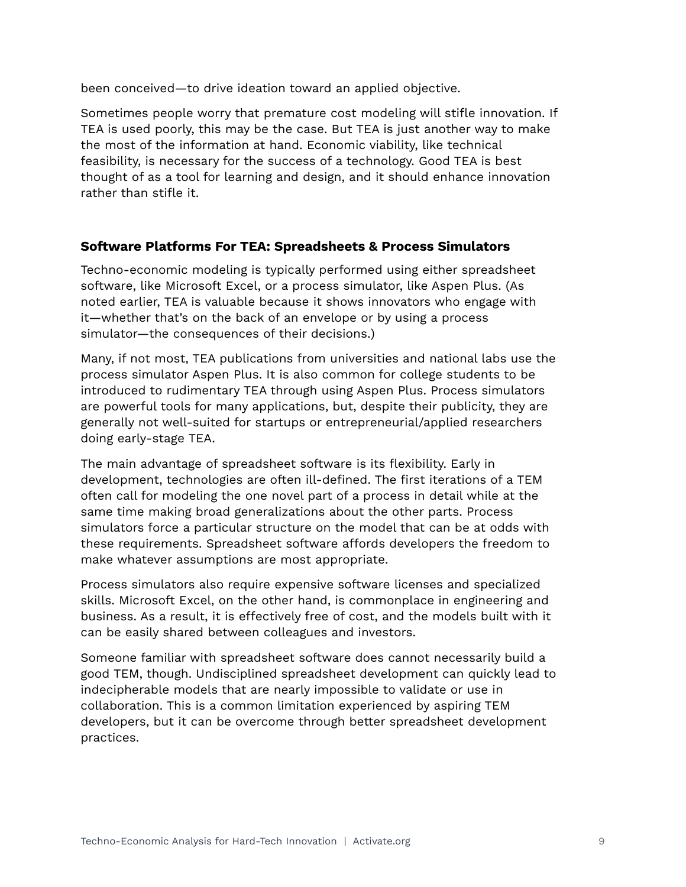been conceived—to drive ideation toward an applied objective.

Sometimes people worry that premature cost modeling will stifle innovation. If TEA is used poorly, this may be the case. But TEA is just another way to make the most of the information at hand. Economic viability, like technical feasibility, is necessary for the success of a technology. Good TEA is best thought of as a tool for learning and design, and it should enhance innovation rather than stifle it.

## Software Platforms For TEA: Spreadsheets & Process Simulators

Techno-economic modeling is typically performed using either spreadsheet software, like Microsoft Excel, or a process simulator, like Aspen Plus. (As noted earlier, TEA is valuable because it shows innovators who engage with it—whether that's on the back of an envelope or by using a process simulator—the consequences of their decisions.)

Many, if not most, TEA publications from universities and national labs use the process simulator Aspen Plus. It is also common for college students to be introduced to rudimentary TEA through using Aspen Plus. Process simulators are powerful tools for many applications, but, despite their publicity, they are generally not well-suited for startups or entrepreneurial/applied researchers doing early-stage TEA.

The main advantage of spreadsheet software is its flexibility. Early in development, technologies are often ill-defined. The first iterations of a TEM often call for modeling the one novel part of a process in detail while at the same time making broad generalizations about the other parts. Process simulators force a particular structure on the model that can be at odds with these requirements. Spreadsheet software affords developers the freedom to make whatever assumptions are most appropriate.

Process simulators also require expensive software licenses and specialized skills. Microsoft Excel, on the other hand, is commonplace in engineering and business. As a result, it is effectively free of cost, and the models built with it can be easily shared between colleagues and investors.

Someone familiar with spreadsheet software does cannot necessarily build a good TEM, though. Undisciplined spreadsheet development can quickly lead to indecipherable models that are nearly impossible to validate or use in collaboration. This is a common limitation experienced by aspiring TEM developers, but it can be overcome through better spreadsheet development practices.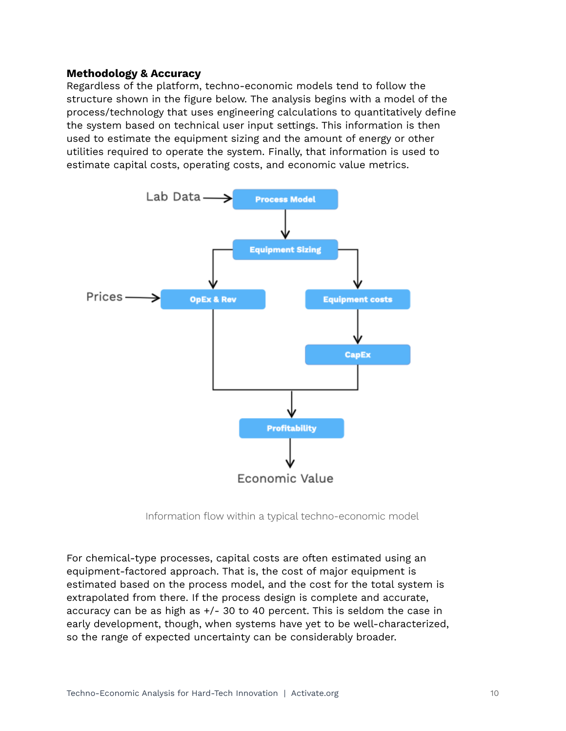**Methodology & Accuracy**

Regardless of the platform, techno-economic models tend to follow the structure shown in the figure below. The analysis begins with a model of the process/technology that uses engineering calculations to quantitatively define the system based on technical user input settings. This information is then used to estimate the equipment sizing and the amount of energy or other utilities required to operate the system. Finally, that information is used to estimate capital costs, operating costs, and economic value metrics.

Information flow within a typical techno-economic model

For chemical-type processes, capital costs are often estimated using an equipment-factored approach. That is, the cost of major equipment is estimated based on the process model, and the cost for the total system is extrapolated from there. If the process design is complete and accurate, accuracy can be as high as +/- 30 to 40 percent. This is seldom the case in early development, though, when systems have yet to be well-characterized, so the range of expected uncertainty can be considerably broader.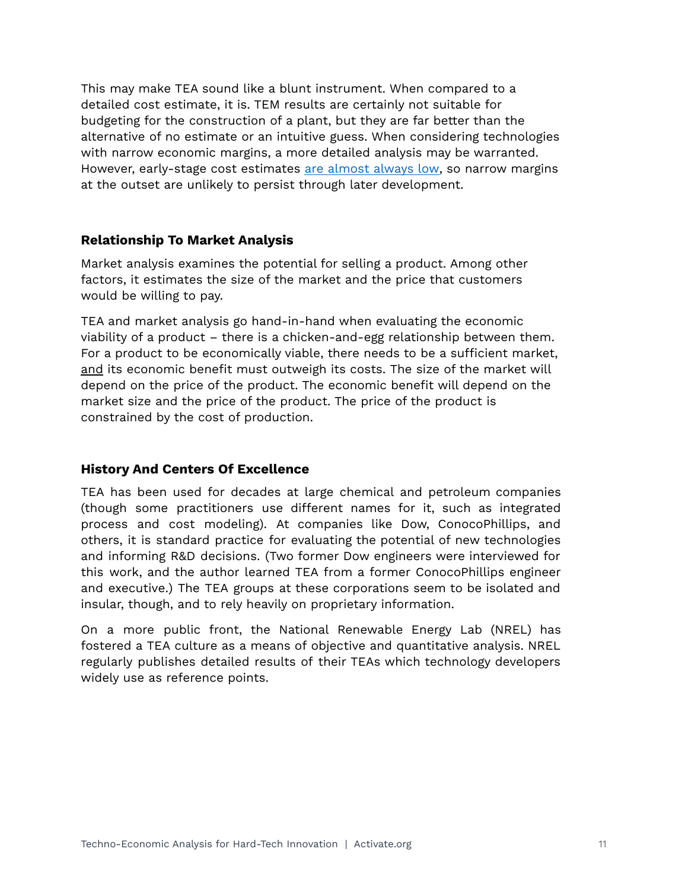This may make TEA sound like a blunt instrument. When compared to a detailed cost estimate, it is. TEM results are certainly not suitable for budgeting for the construction of a plant, but they are far better than the alternative of no estimate or an intuitive guess. When considering technologies with narrow economic margins, a more detailed analysis may be warranted. However, early-stage cost estimates are almost always low, so narrow margins at the outset are unlikely to persist through later development.

### Relationship To Market Analysis

Market analysis examines the potential for selling a product. Among other factors, it estimates the size of the market and the price that customers would be willing to pay.

TEA and market analysis go hand-in-hand when evaluating the economic viability of a product – there is a chicken-and-egg relationship between them. For a product to be economically viable, there needs to be a sufficient market, and its economic benefit must outweigh its costs. The size of the market will depend on the price of the product. The economic benefit will depend on the market size and the price of the product. The price of the product is constrained by the cost of production.

### History And Centers Of Excellence

TEA has been used for decades at large chemical and petroleum companies (though some practitioners use different names for it, such as integrated process and cost modeling). At companies like Dow, ConocoPhillips, and others, it is standard practice for evaluating the potential of new technologies and informing R&D decisions. (Two former Dow engineers were interviewed for this work, and the author learned TEA from a former ConocoPhillips engineer and executive.) The TEA groups at these corporations seem to be isolated and insular, though, and to rely heavily on proprietary information.

On a more public front, the National Renewable Energy Lab (NREL) has fostered a TEA culture as a means of objective and quantitative analysis. NREL regularly publishes detailed results of their TEAs which technology developers widely use as reference points.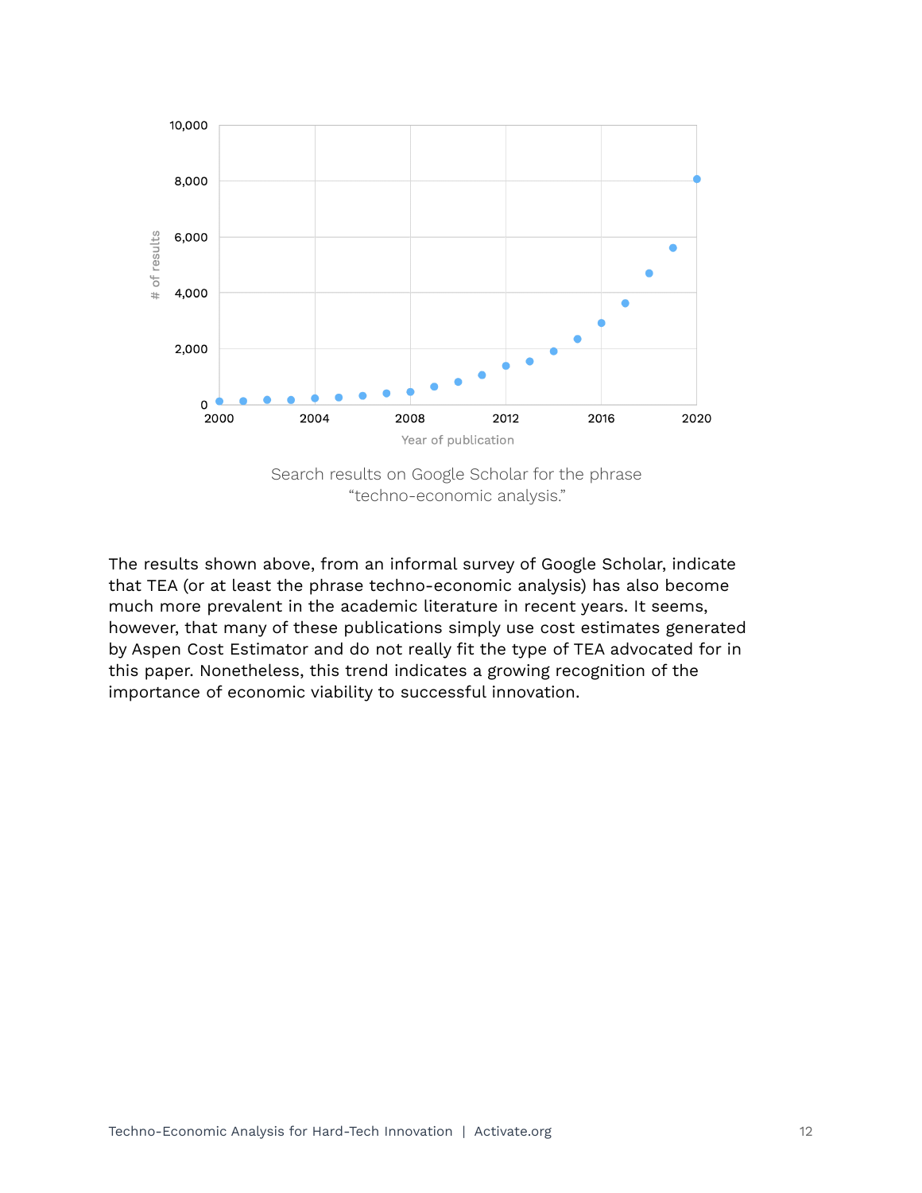Search results on Google Scholar for the phrase "techno-economic analysis."

The results shown above, from an informal survey of Google Scholar, indicate that TEA (or at least the phrase techno-economic analysis) has also become much more prevalent in the academic literature in recent years. It seems, however, that many of these publications simply use cost estimates generated by Aspen Cost Estimator and do not really fit the type of TEA advocated for in this paper. Nonetheless, this trend indicates a growing recognition of the importance of economic viability to successful innovation.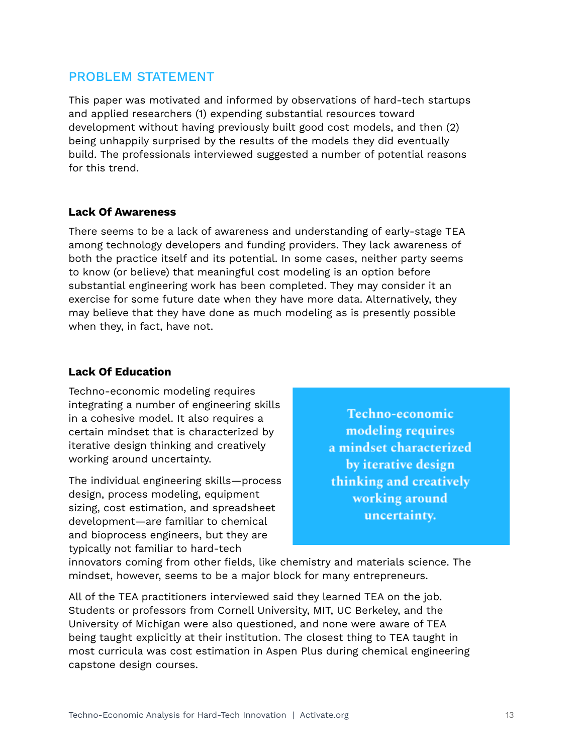## PROBLEM STATEMENT

This paper was motivated and informed by observations of hard-tech startups and applied researchers (1) expending substantial resources toward development without having previously built good cost models, and then (2) being unhappily surprised by the results of the models they did eventually build. The professionals interviewed suggested a number of potential reasons for this trend.

### Lack Of Awareness

There seems to be a lack of awareness and understanding of early-stage TEA among technology developers and funding providers. They lack awareness of both the practice itself and its potential. In some cases, neither party seems to know (or believe) that meaningful cost modeling is an option before substantial engineering work has been completed. They may consider it an exercise for some future date when they have more data. Alternatively, they may believe that they have done as much modeling as is presently possible when they, in fact, have not.

### Lack Of Education

Techno-economic modeling requires integrating a number of engineering skills in a cohesive model. It also requires a certain mindset that is characterized by iterative design thinking and creatively working around uncertainty.

> **Techno-economic modeling requires a mindset characterized by iterative design thinking and creatively working around uncertainty.**

The individual engineering skills—process design, process modeling, equipment sizing, cost estimation, and spreadsheet development—are familiar to chemical and bioprocess engineers, but they are typically not familiar to hard-tech innovators coming from other fields, like chemistry and materials science. The mindset, however, seems to be a major block for many entrepreneurs.

All of the TEA practitioners interviewed said they learned TEA on the job. Students or professors from Cornell University, MIT, UC Berkeley, and the University of Michigan were also questioned, and none were aware of TEA being taught explicitly at their institution. The closest thing to TEA taught in most curricula was cost estimation in Aspen Plus during chemical engineering capstone design courses.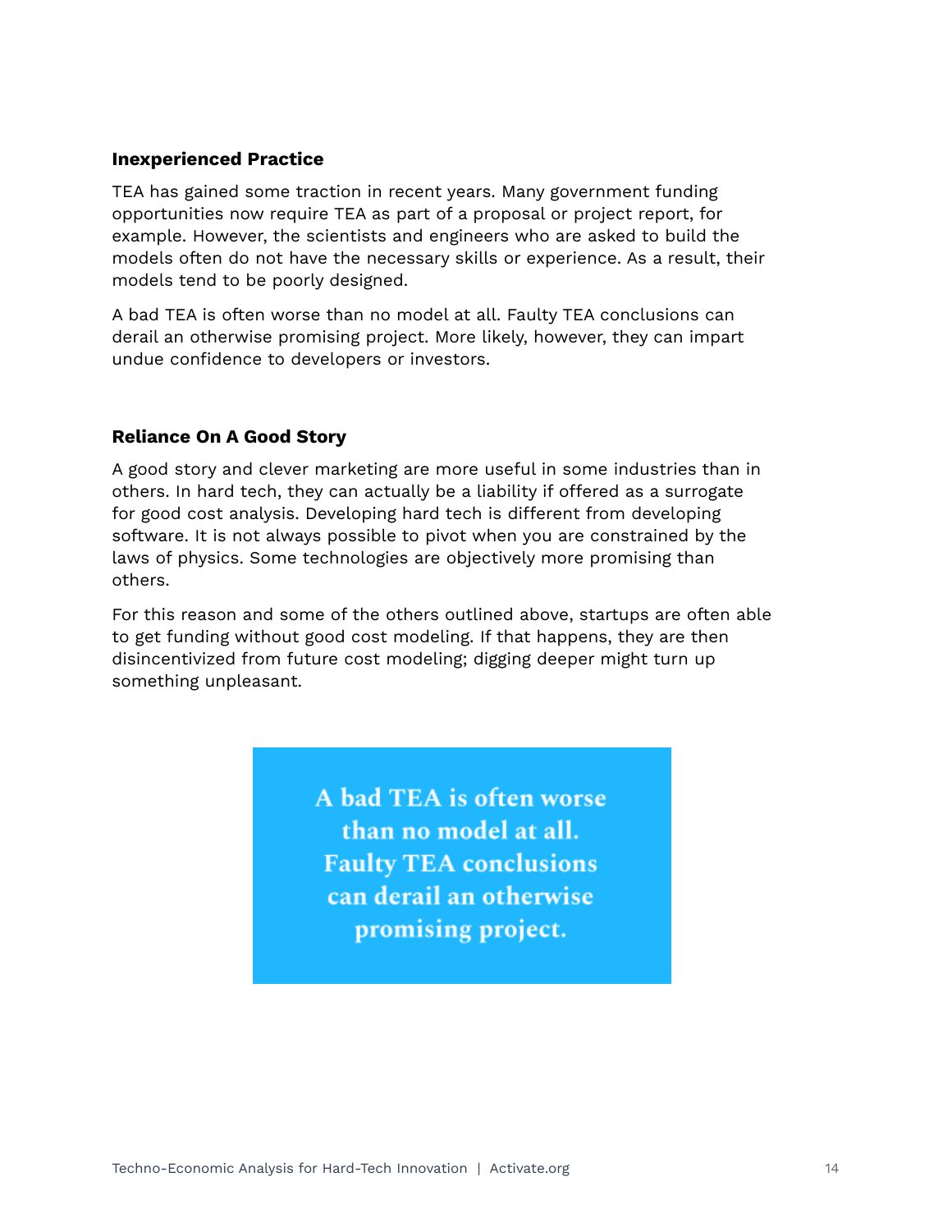### Inexperienced Practice

TEA has gained some traction in recent years. Many government funding opportunities now require TEA as part of a proposal or project report, for example. However, the scientists and engineers who are asked to build the models often do not have the necessary skills or experience. As a result, their models tend to be poorly designed.

A bad TEA is often worse than no model at all. Faulty TEA conclusions can derail an otherwise promising project. More likely, however, they can impart undue confidence to developers or investors.

### Reliance On A Good Story

A good story and clever marketing are more useful in some industries than in others. In hard tech, they can actually be a liability if offered as a surrogate for good cost analysis. Developing hard tech is different from developing software. It is not always possible to pivot when you are constrained by the laws of physics. Some technologies are objectively more promising than others.

For this reason and some of the others outlined above, startups are often able to get funding without good cost modeling. If that happens, they are then disincentivized from future cost modeling; digging deeper might turn up something unpleasant.

> **A bad TEA is often worse than no model at all. Faulty TEA conclusions can derail an otherwise promising project.**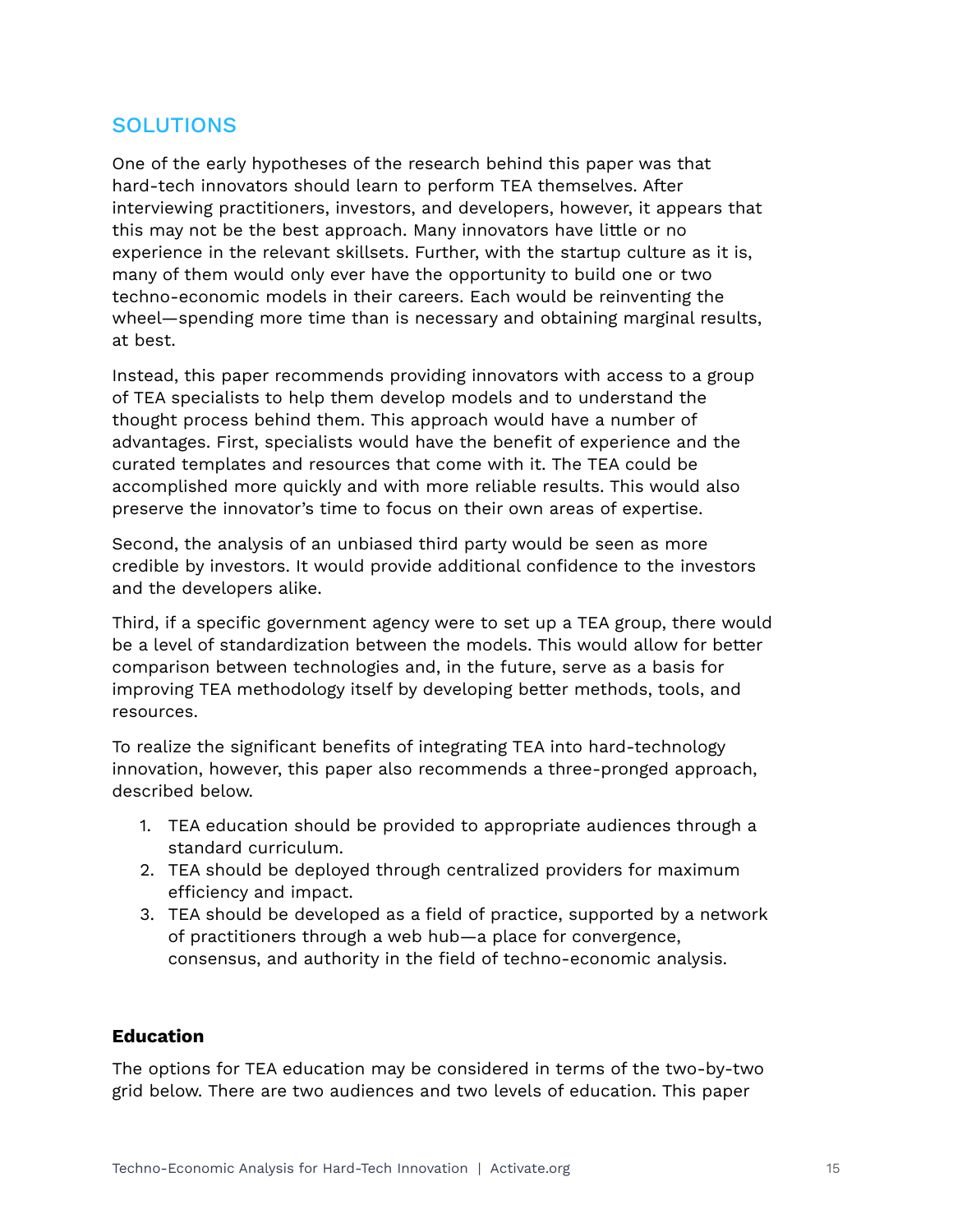## SOLUTIONS

One of the early hypotheses of the research behind this paper was that hard-tech innovators should learn to perform TEA themselves. After interviewing practitioners, investors, and developers, however, it appears that this may not be the best approach. Many innovators have little or no experience in the relevant skillsets. Further, with the startup culture as it is, many of them would only ever have the opportunity to build one or two techno-economic models in their careers. Each would be reinventing the wheel—spending more time than is necessary and obtaining marginal results, at best.

Instead, this paper recommends providing innovators with access to a group of TEA specialists to help them develop models and to understand the thought process behind them. This approach would have a number of advantages. First, specialists would have the benefit of experience and the curated templates and resources that come with it. The TEA could be accomplished more quickly and with more reliable results. This would also preserve the innovator's time to focus on their own areas of expertise.

Second, the analysis of an unbiased third party would be seen as more credible by investors. It would provide additional confidence to the investors and the developers alike.

Third, if a specific government agency were to set up a TEA group, there would be a level of standardization between the models. This would allow for better comparison between technologies and, in the future, serve as a basis for improving TEA methodology itself by developing better methods, tools, and resources.

To realize the significant benefits of integrating TEA into hard-technology innovation, however, this paper also recommends a three-pronged approach, described below.

1. TEA education should be provided to appropriate audiences through a standard curriculum.
2. TEA should be deployed through centralized providers for maximum efficiency and impact.
3. TEA should be developed as a field of practice, supported by a network of practitioners through a web hub—a place for convergence, consensus, and authority in the field of techno-economic analysis.

### Education

The options for TEA education may be considered in terms of the two-by-two grid below. There are two audiences and two levels of education. This paper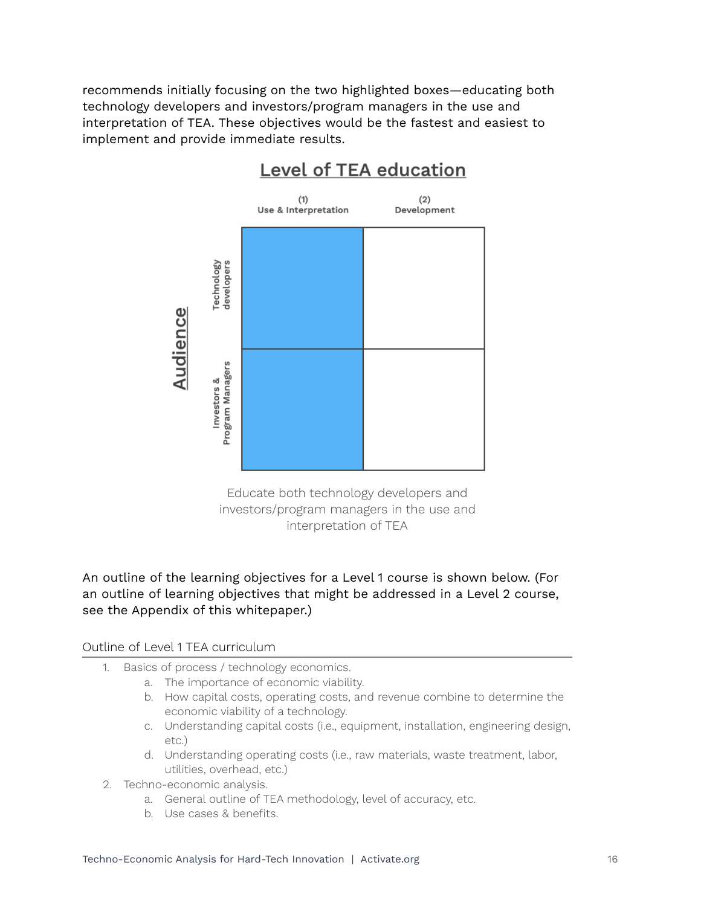recommends initially focusing on the two highlighted boxes—educating both technology developers and investors/program managers in the use and interpretation of TEA. These objectives would be the fastest and easiest to implement and provide immediate results.

**Level of TEA education**

| Audience | (1) Use & Interpretation | (2) Development |
|---|---|---|
| Technology developers | | |
| Investors & Program Managers | | |

Educate both technology developers and investors/program managers in the use and interpretation of TEA

An outline of the learning objectives for a Level 1 course is shown below. (For an outline of learning objectives that might be addressed in a Level 2 course, see the Appendix of this whitepaper.)

Outline of Level 1 TEA curriculum

1. Basics of process / technology economics.
    a. The importance of economic viability.
    b. How capital costs, operating costs, and revenue combine to determine the economic viability of a technology.
    c. Understanding capital costs (i.e., equipment, installation, engineering design, etc.)
    d. Understanding operating costs (i.e., raw materials, waste treatment, labor, utilities, overhead, etc.)
2. Techno-economic analysis.
    a. General outline of TEA methodology, level of accuracy, etc.
    b. Use cases & benefits.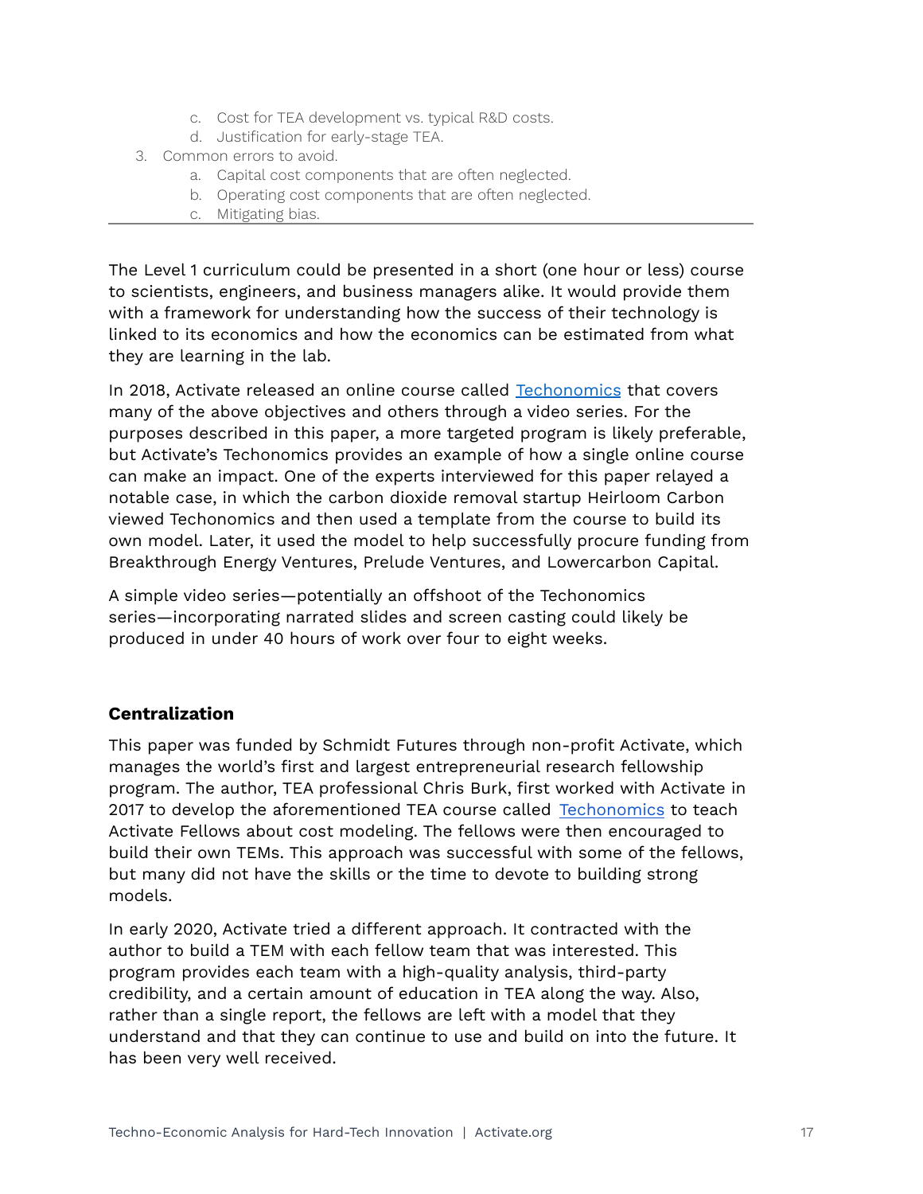c. Cost for TEA development vs. typical R&D costs.
   d. Justification for early-stage TEA.
3. Common errors to avoid.
   a. Capital cost components that are often neglected.
   b. Operating cost components that are often neglected.
   c. Mitigating bias.

---

The Level 1 curriculum could be presented in a short (one hour or less) course to scientists, engineers, and business managers alike. It would provide them with a framework for understanding how the success of their technology is linked to its economics and how the economics can be estimated from what they are learning in the lab.

In 2018, Activate released an online course called Techonomics that covers many of the above objectives and others through a video series. For the purposes described in this paper, a more targeted program is likely preferable, but Activate's Techonomics provides an example of how a single online course can make an impact. One of the experts interviewed for this paper relayed a notable case, in which the carbon dioxide removal startup Heirloom Carbon viewed Techonomics and then used a template from the course to build its own model. Later, it used the model to help successfully procure funding from Breakthrough Energy Ventures, Prelude Ventures, and Lowercarbon Capital.

A simple video series—potentially an offshoot of the Techonomics series—incorporating narrated slides and screen casting could likely be produced in under 40 hours of work over four to eight weeks.

### Centralization

This paper was funded by Schmidt Futures through non-profit Activate, which manages the world's first and largest entrepreneurial research fellowship program. The author, TEA professional Chris Burk, first worked with Activate in 2017 to develop the aforementioned TEA course called Techonomics to teach Activate Fellows about cost modeling. The fellows were then encouraged to build their own TEMs. This approach was successful with some of the fellows, but many did not have the skills or the time to devote to building strong models.

In early 2020, Activate tried a different approach. It contracted with the author to build a TEM with each fellow team that was interested. This program provides each team with a high-quality analysis, third-party credibility, and a certain amount of education in TEA along the way. Also, rather than a single report, the fellows are left with a model that they understand and that they can continue to use and build on into the future. It has been very well received.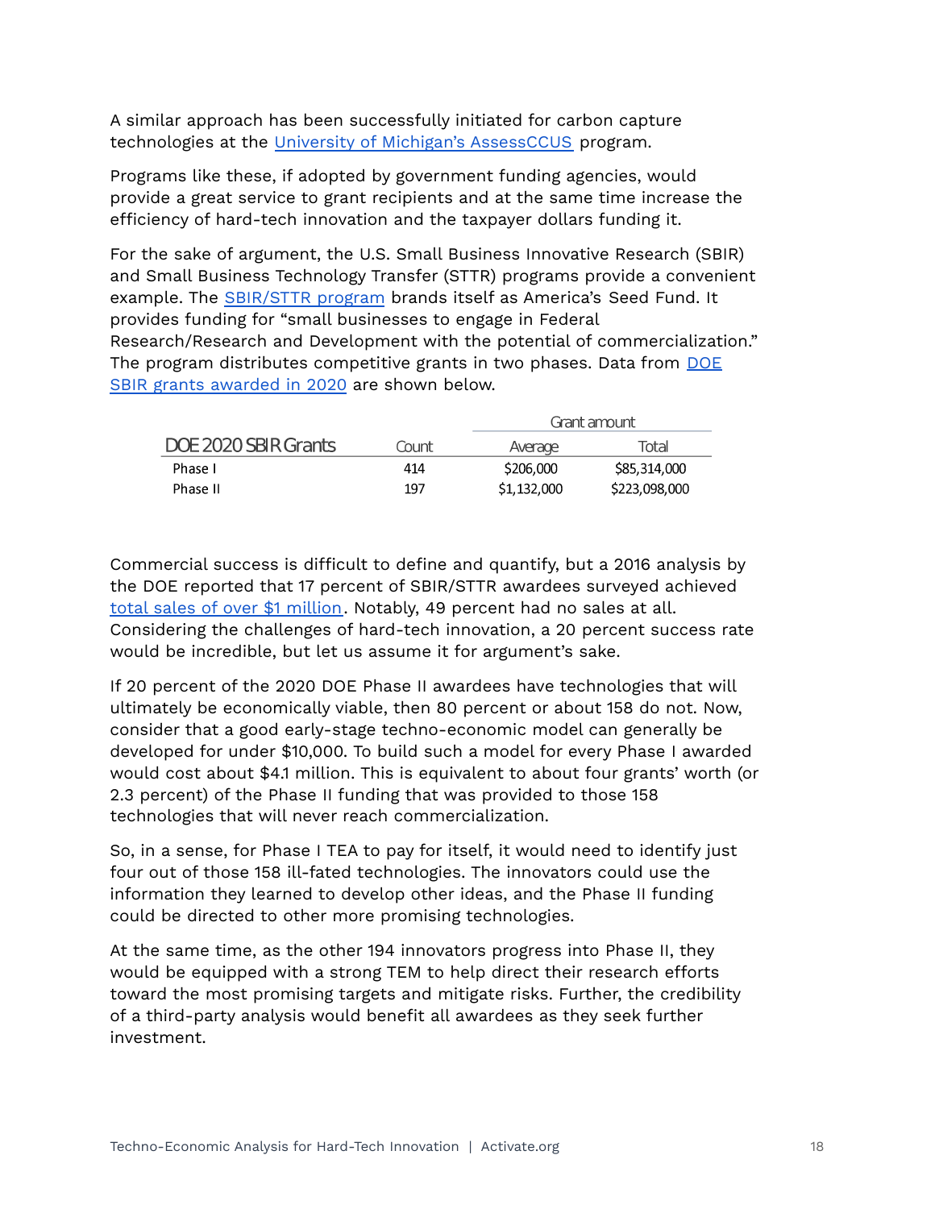A similar approach has been successfully initiated for carbon capture technologies at the University of Michigan's AssessCCUS program.

Programs like these, if adopted by government funding agencies, would provide a great service to grant recipients and at the same time increase the efficiency of hard-tech innovation and the taxpayer dollars funding it.

For the sake of argument, the U.S. Small Business Innovative Research (SBIR) and Small Business Technology Transfer (STTR) programs provide a convenient example. The SBIR/STTR program brands itself as America's Seed Fund. It provides funding for "small businesses to engage in Federal Research/Research and Development with the potential of commercialization." The program distributes competitive grants in two phases. Data from DOE SBIR grants awarded in 2020 are shown below.

| DOE 2020 SBIR Grants | Count | Grant amount | |
|---|---|---|---|
| | | Average | Total |
| Phase I | 414 | $206,000 | $85,314,000 |
| Phase II | 197 | $1,132,000 | $223,098,000 |

Commercial success is difficult to define and quantify, but a 2016 analysis by the DOE reported that 17 percent of SBIR/STTR awardees surveyed achieved total sales of over $1 million. Notably, 49 percent had no sales at all. Considering the challenges of hard-tech innovation, a 20 percent success rate would be incredible, but let us assume it for argument's sake.

If 20 percent of the 2020 DOE Phase II awardees have technologies that will ultimately be economically viable, then 80 percent or about 158 do not. Now, consider that a good early-stage techno-economic model can generally be developed for under $10,000. To build such a model for every Phase I awarded would cost about $4.1 million. This is equivalent to about four grants' worth (or 2.3 percent) of the Phase II funding that was provided to those 158 technologies that will never reach commercialization.

So, in a sense, for Phase I TEA to pay for itself, it would need to identify just four out of those 158 ill-fated technologies. The innovators could use the information they learned to develop other ideas, and the Phase II funding could be directed to other more promising technologies.

At the same time, as the other 194 innovators progress into Phase II, they would be equipped with a strong TEM to help direct their research efforts toward the most promising targets and mitigate risks. Further, the credibility of a third-party analysis would benefit all awardees as they seek further investment.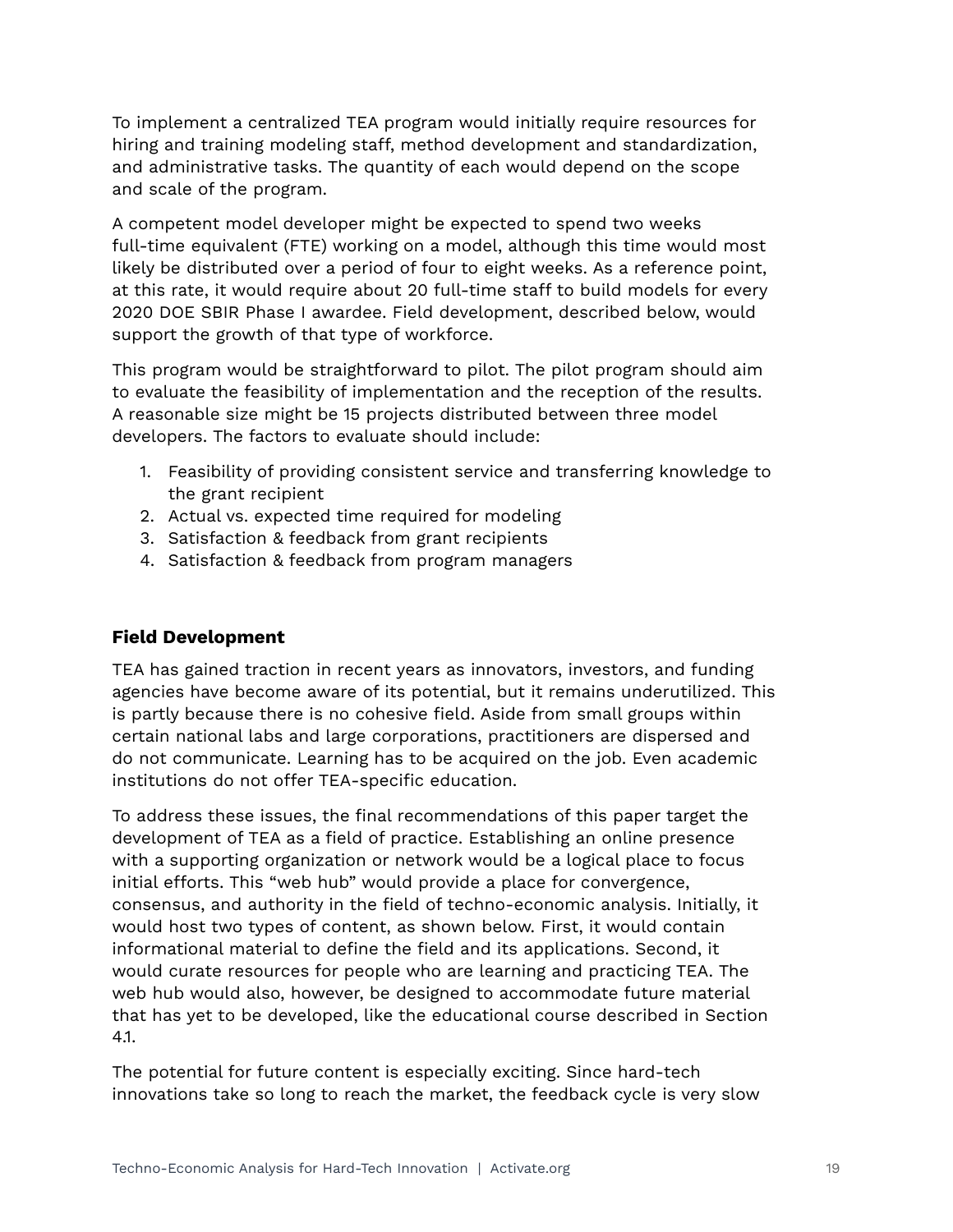To implement a centralized TEA program would initially require resources for hiring and training modeling staff, method development and standardization, and administrative tasks. The quantity of each would depend on the scope and scale of the program.

A competent model developer might be expected to spend two weeks full-time equivalent (FTE) working on a model, although this time would most likely be distributed over a period of four to eight weeks. As a reference point, at this rate, it would require about 20 full-time staff to build models for every 2020 DOE SBIR Phase I awardee. Field development, described below, would support the growth of that type of workforce.

This program would be straightforward to pilot. The pilot program should aim to evaluate the feasibility of implementation and the reception of the results. A reasonable size might be 15 projects distributed between three model developers. The factors to evaluate should include:

1. Feasibility of providing consistent service and transferring knowledge to the grant recipient
2. Actual vs. expected time required for modeling
3. Satisfaction & feedback from grant recipients
4. Satisfaction & feedback from program managers

### Field Development

TEA has gained traction in recent years as innovators, investors, and funding agencies have become aware of its potential, but it remains underutilized. This is partly because there is no cohesive field. Aside from small groups within certain national labs and large corporations, practitioners are dispersed and do not communicate. Learning has to be acquired on the job. Even academic institutions do not offer TEA-specific education.

To address these issues, the final recommendations of this paper target the development of TEA as a field of practice. Establishing an online presence with a supporting organization or network would be a logical place to focus initial efforts. This "web hub" would provide a place for convergence, consensus, and authority in the field of techno-economic analysis. Initially, it would host two types of content, as shown below. First, it would contain informational material to define the field and its applications. Second, it would curate resources for people who are learning and practicing TEA. The web hub would also, however, be designed to accommodate future material that has yet to be developed, like the educational course described in Section 4.1.

The potential for future content is especially exciting. Since hard-tech innovations take so long to reach the market, the feedback cycle is very slow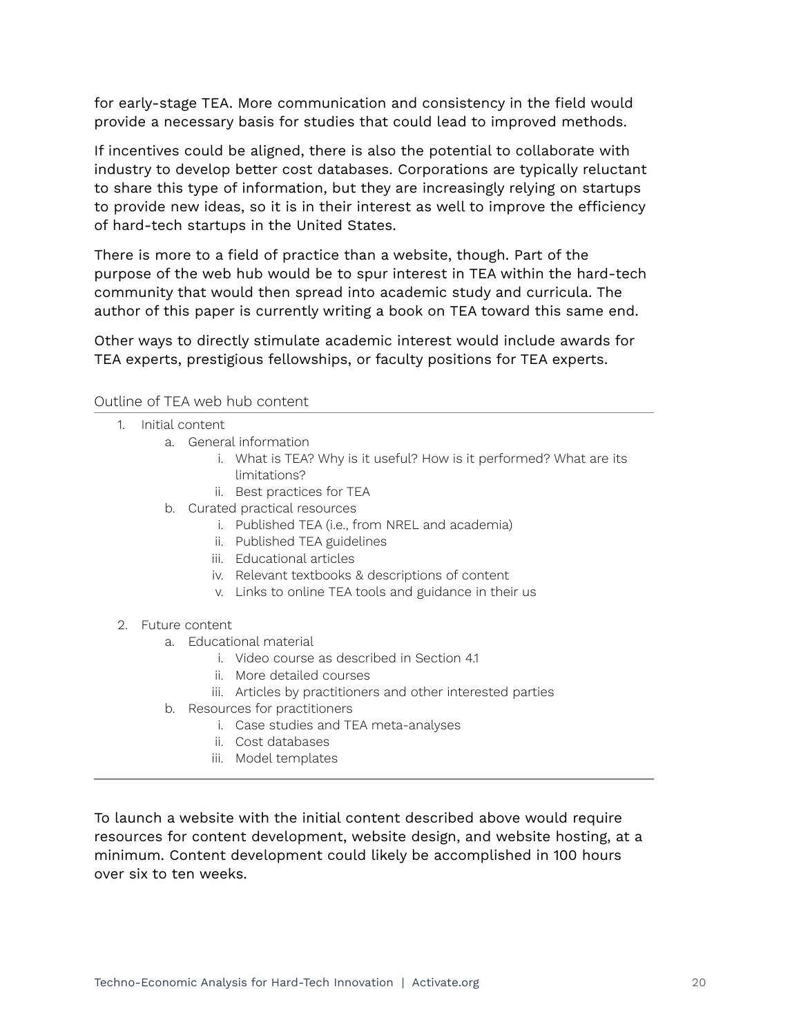for early-stage TEA. More communication and consistency in the field would provide a necessary basis for studies that could lead to improved methods.

If incentives could be aligned, there is also the potential to collaborate with industry to develop better cost databases. Corporations are typically reluctant to share this type of information, but they are increasingly relying on startups to provide new ideas, so it is in their interest as well to improve the efficiency of hard-tech startups in the United States.

There is more to a field of practice than a website, though. Part of the purpose of the web hub would be to spur interest in TEA within the hard-tech community that would then spread into academic study and curricula. The author of this paper is currently writing a book on TEA toward this same end.

Other ways to directly stimulate academic interest would include awards for TEA experts, prestigious fellowships, or faculty positions for TEA experts.

### Outline of TEA web hub content

1. Initial content
    a. General information
        i. What is TEA? Why is it useful? How is it performed? What are its limitations?
        ii. Best practices for TEA
    b. Curated practical resources
        i. Published TEA (i.e., from NREL and academia)
        ii. Published TEA guidelines
        iii. Educational articles
        iv. Relevant textbooks & descriptions of content
        v. Links to online TEA tools and guidance in their us

2. Future content
    a. Educational material
        i. Video course as described in Section 4.1
        ii. More detailed courses
        iii. Articles by practitioners and other interested parties
    b. Resources for practitioners
        i. Case studies and TEA meta-analyses
        ii. Cost databases
        iii. Model templates

To launch a website with the initial content described above would require resources for content development, website design, and website hosting, at a minimum. Content development could likely be accomplished in 100 hours over six to ten weeks.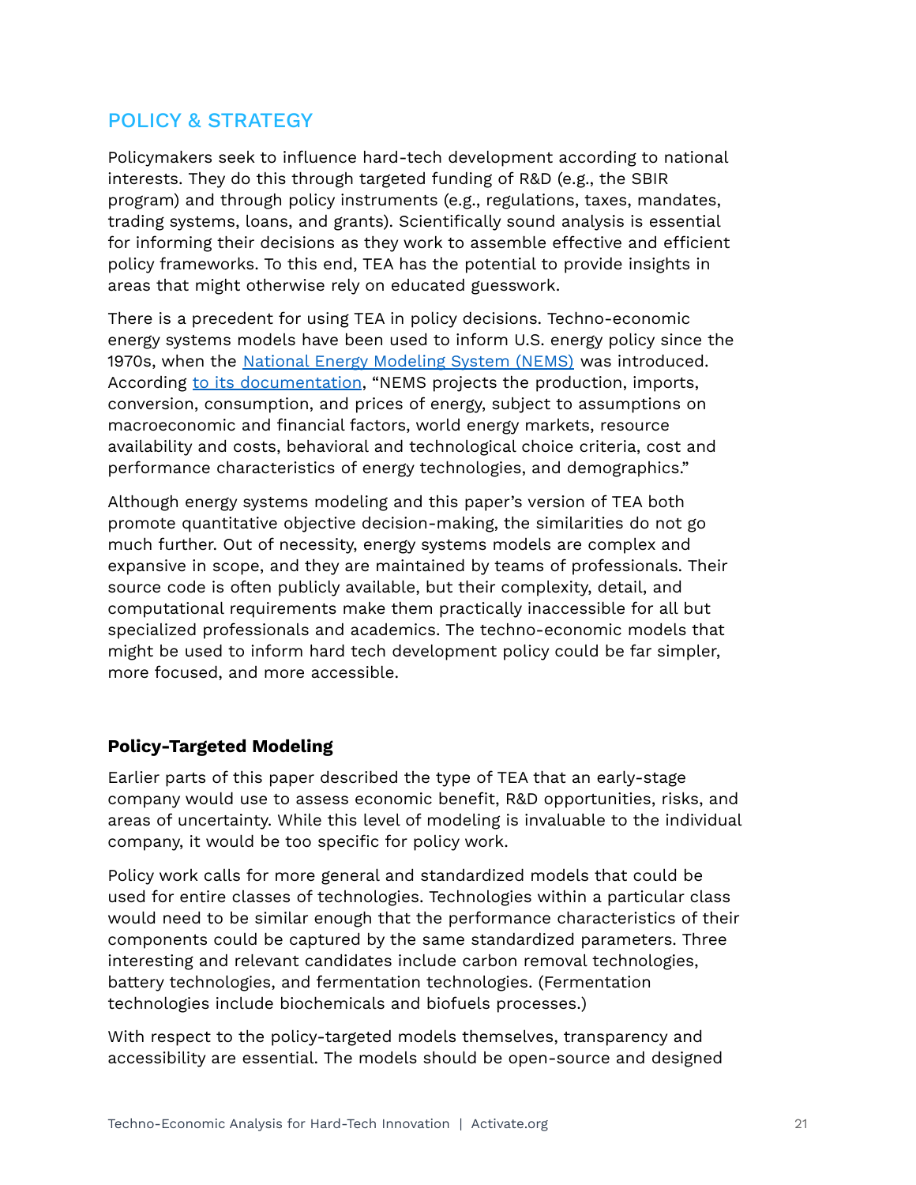## POLICY & STRATEGY

Policymakers seek to influence hard-tech development according to national interests. They do this through targeted funding of R&D (e.g., the SBIR program) and through policy instruments (e.g., regulations, taxes, mandates, trading systems, loans, and grants). Scientifically sound analysis is essential for informing their decisions as they work to assemble effective and efficient policy frameworks. To this end, TEA has the potential to provide insights in areas that might otherwise rely on educated guesswork.

There is a precedent for using TEA in policy decisions. Techno-economic energy systems models have been used to inform U.S. energy policy since the 1970s, when the National Energy Modeling System (NEMS) was introduced. According to its documentation, "NEMS projects the production, imports, conversion, consumption, and prices of energy, subject to assumptions on macroeconomic and financial factors, world energy markets, resource availability and costs, behavioral and technological choice criteria, cost and performance characteristics of energy technologies, and demographics."

Although energy systems modeling and this paper's version of TEA both promote quantitative objective decision-making, the similarities do not go much further. Out of necessity, energy systems models are complex and expansive in scope, and they are maintained by teams of professionals. Their source code is often publicly available, but their complexity, detail, and computational requirements make them practically inaccessible for all but specialized professionals and academics. The techno-economic models that might be used to inform hard tech development policy could be far simpler, more focused, and more accessible.

### Policy-Targeted Modeling

Earlier parts of this paper described the type of TEA that an early-stage company would use to assess economic benefit, R&D opportunities, risks, and areas of uncertainty. While this level of modeling is invaluable to the individual company, it would be too specific for policy work.

Policy work calls for more general and standardized models that could be used for entire classes of technologies. Technologies within a particular class would need to be similar enough that the performance characteristics of their components could be captured by the same standardized parameters. Three interesting and relevant candidates include carbon removal technologies, battery technologies, and fermentation technologies. (Fermentation technologies include biochemicals and biofuels processes.)

With respect to the policy-targeted models themselves, transparency and accessibility are essential. The models should be open-source and designed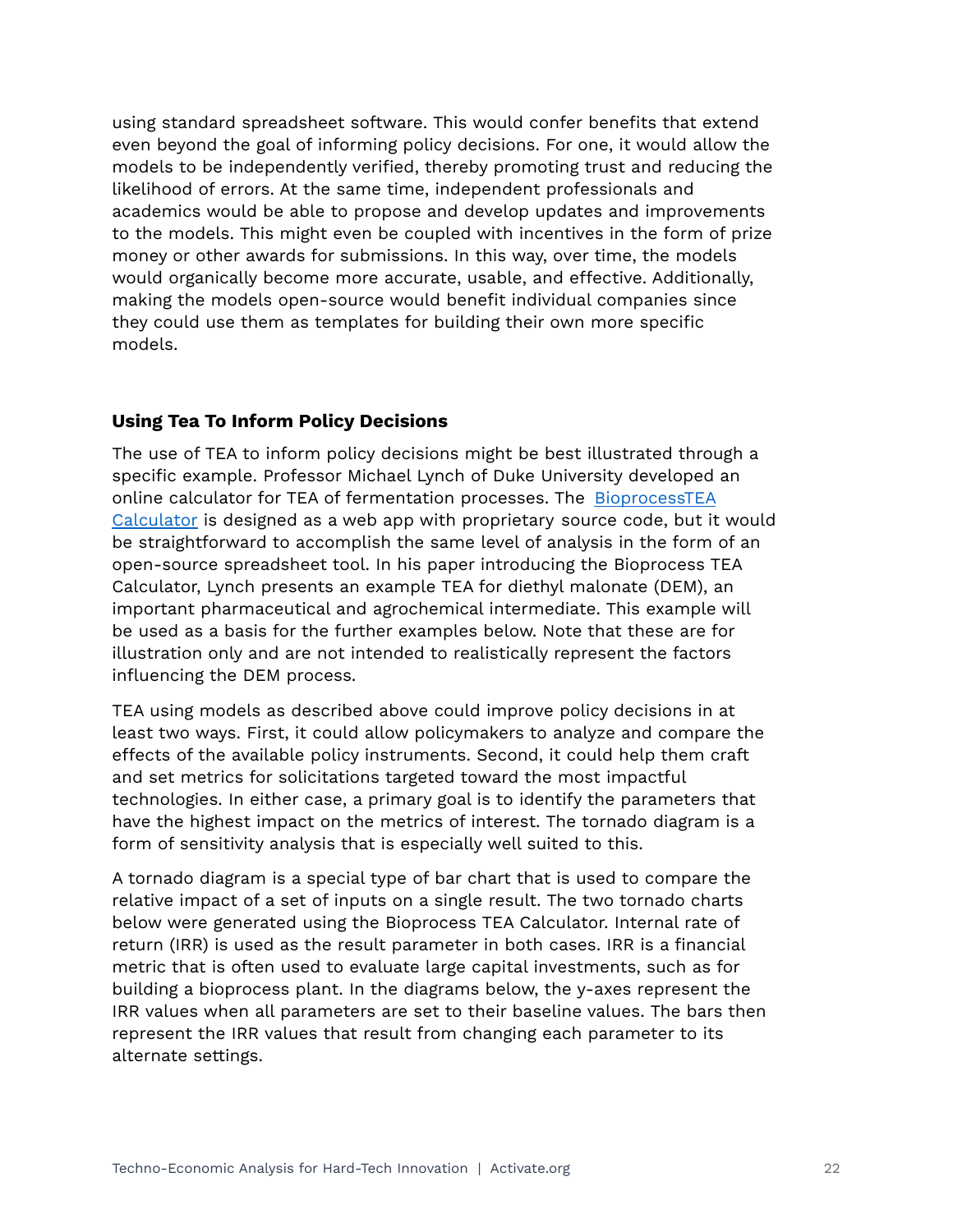using standard spreadsheet software. This would confer benefits that extend even beyond the goal of informing policy decisions. For one, it would allow the models to be independently verified, thereby promoting trust and reducing the likelihood of errors. At the same time, independent professionals and academics would be able to propose and develop updates and improvements to the models. This might even be coupled with incentives in the form of prize money or other awards for submissions. In this way, over time, the models would organically become more accurate, usable, and effective. Additionally, making the models open-source would benefit individual companies since they could use them as templates for building their own more specific models.

### Using Tea To Inform Policy Decisions

The use of TEA to inform policy decisions might be best illustrated through a specific example. Professor Michael Lynch of Duke University developed an online calculator for TEA of fermentation processes. The [BioprocessTEA Calculator]() is designed as a web app with proprietary source code, but it would be straightforward to accomplish the same level of analysis in the form of an open-source spreadsheet tool. In his paper introducing the Bioprocess TEA Calculator, Lynch presents an example TEA for diethyl malonate (DEM), an important pharmaceutical and agrochemical intermediate. This example will be used as a basis for the further examples below. Note that these are for illustration only and are not intended to realistically represent the factors influencing the DEM process.

TEA using models as described above could improve policy decisions in at least two ways. First, it could allow policymakers to analyze and compare the effects of the available policy instruments. Second, it could help them craft and set metrics for solicitations targeted toward the most impactful technologies. In either case, a primary goal is to identify the parameters that have the highest impact on the metrics of interest. The tornado diagram is a form of sensitivity analysis that is especially well suited to this.

A tornado diagram is a special type of bar chart that is used to compare the relative impact of a set of inputs on a single result. The two tornado charts below were generated using the Bioprocess TEA Calculator. Internal rate of return (IRR) is used as the result parameter in both cases. IRR is a financial metric that is often used to evaluate large capital investments, such as for building a bioprocess plant. In the diagrams below, the y-axes represent the IRR values when all parameters are set to their baseline values. The bars then represent the IRR values that result from changing each parameter to its alternate settings.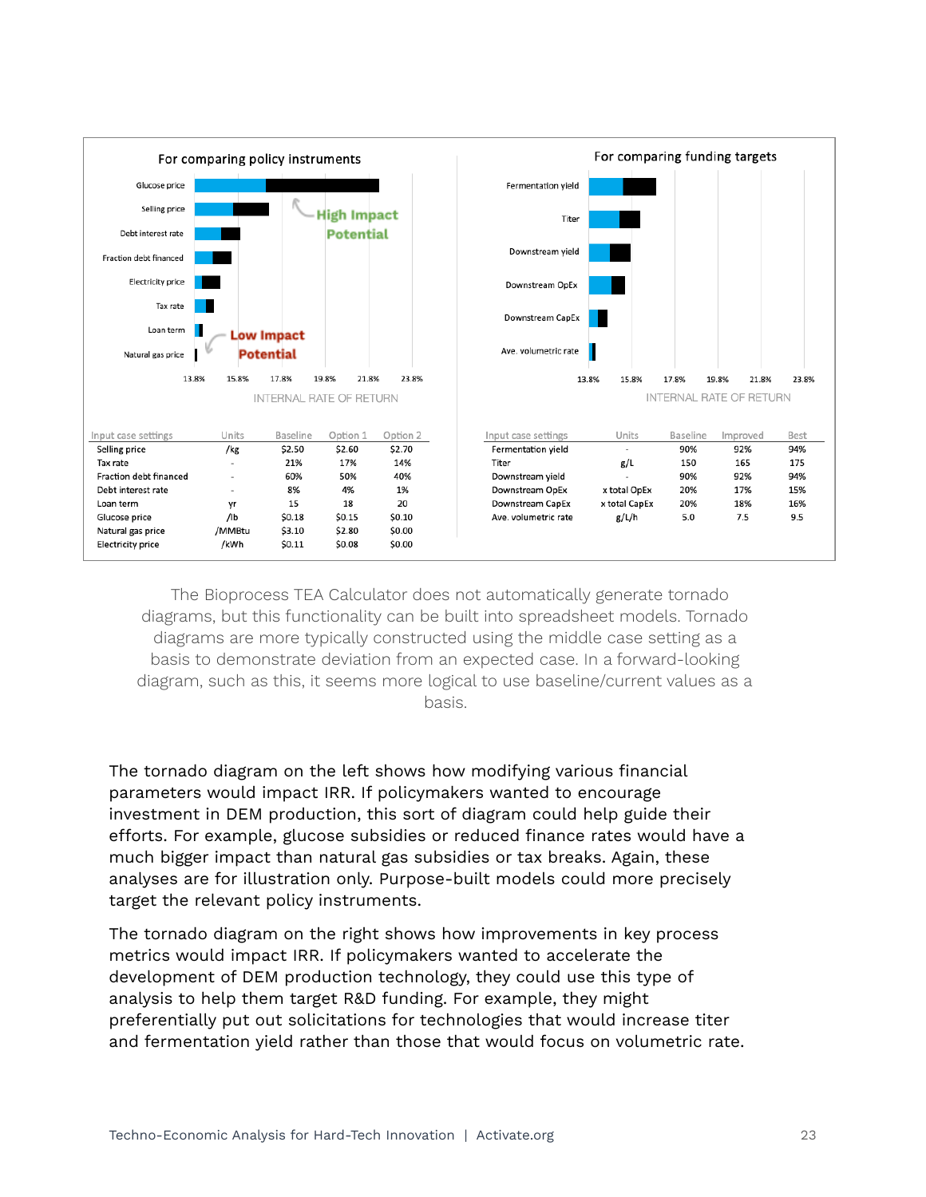**For comparing policy instruments**

| Input case settings | Units | Baseline | Option 1 | Option 2 |
|---|---|---|---|---|
| Selling price | /kg | $2.50 | $2.60 | $2.70 |
| Tax rate | - | 21% | 17% | 14% |
| Fraction debt financed | - | 60% | 50% | 40% |
| Debt interest rate | - | 8% | 4% | 1% |
| Loan term | yr | 15 | 18 | 20 |
| Glucose price | /lb | $0.18 | $0.15 | $0.10 |
| Natural gas price | /MMBtu | $3.10 | $2.80 | $0.00 |
| Electricity price | /kWh | $0.11 | $0.08 | $0.00 |

**For comparing funding targets**

| Input case settings | Units | Baseline | Improved | Best |
|---|---|---|---|---|
| Fermentation yield | - | 90% | 92% | 94% |
| Titer | g/L | 150 | 165 | 175 |
| Downstream yield | - | 90% | 92% | 94% |
| Downstream OpEx | x total OpEx | 20% | 17% | 15% |
| Downstream CapEx | x total CapEx | 20% | 18% | 16% |
| Ave. volumetric rate | g/L/h | 5.0 | 7.5 | 9.5 |

The Bioprocess TEA Calculator does not automatically generate tornado diagrams, but this functionality can be built into spreadsheet models. Tornado diagrams are more typically constructed using the middle case setting as a basis to demonstrate deviation from an expected case. In a forward-looking diagram, such as this, it seems more logical to use baseline/current values as a basis.

The tornado diagram on the left shows how modifying various financial parameters would impact IRR. If policymakers wanted to encourage investment in DEM production, this sort of diagram could help guide their efforts. For example, glucose subsidies or reduced finance rates would have a much bigger impact than natural gas subsidies or tax breaks. Again, these analyses are for illustration only. Purpose-built models could more precisely target the relevant policy instruments.

The tornado diagram on the right shows how improvements in key process metrics would impact IRR. If policymakers wanted to accelerate the development of DEM production technology, they could use this type of analysis to help them target R&D funding. For example, they might preferentially put out solicitations for technologies that would increase titer and fermentation yield rather than those that would focus on volumetric rate.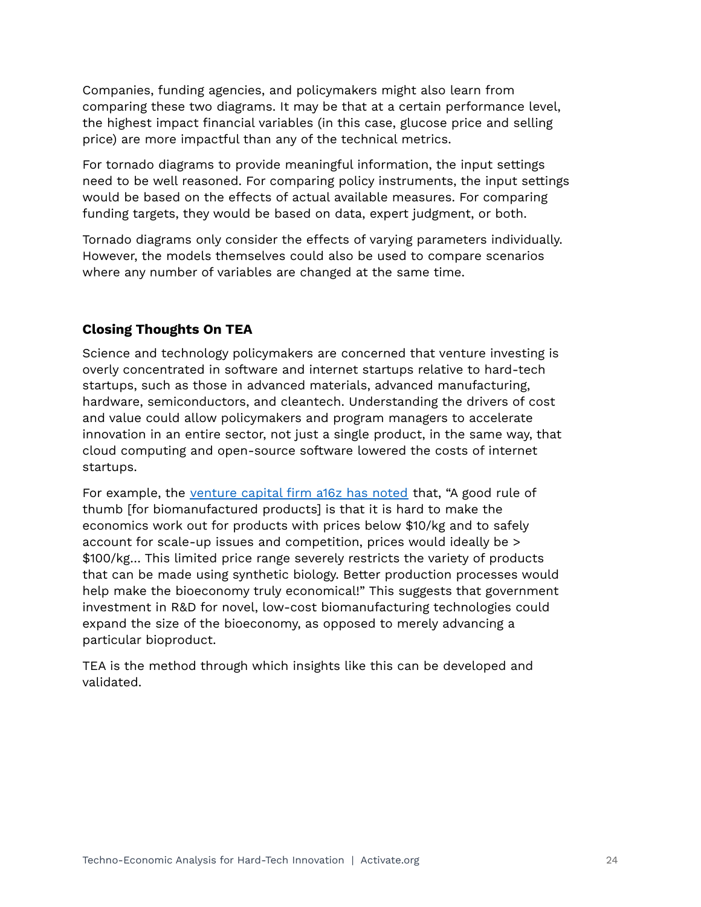Companies, funding agencies, and policymakers might also learn from comparing these two diagrams. It may be that at a certain performance level, the highest impact financial variables (in this case, glucose price and selling price) are more impactful than any of the technical metrics.

For tornado diagrams to provide meaningful information, the input settings need to be well reasoned. For comparing policy instruments, the input settings would be based on the effects of actual available measures. For comparing funding targets, they would be based on data, expert judgment, or both.

Tornado diagrams only consider the effects of varying parameters individually. However, the models themselves could also be used to compare scenarios where any number of variables are changed at the same time.

## Closing Thoughts On TEA

Science and technology policymakers are concerned that venture investing is overly concentrated in software and internet startups relative to hard-tech startups, such as those in advanced materials, advanced manufacturing, hardware, semiconductors, and cleantech. Understanding the drivers of cost and value could allow policymakers and program managers to accelerate innovation in an entire sector, not just a single product, in the same way, that cloud computing and open-source software lowered the costs of internet startups.

For example, the venture capital firm a16z has noted that, "A good rule of thumb [for biomanufactured products] is that it is hard to make the economics work out for products with prices below $10/kg and to safely account for scale-up issues and competition, prices would ideally be > $100/kg... This limited price range severely restricts the variety of products that can be made using synthetic biology. Better production processes would help make the bioeconomy truly economical!" This suggests that government investment in R&D for novel, low-cost biomanufacturing technologies could expand the size of the bioeconomy, as opposed to merely advancing a particular bioproduct.

TEA is the method through which insights like this can be developed and validated.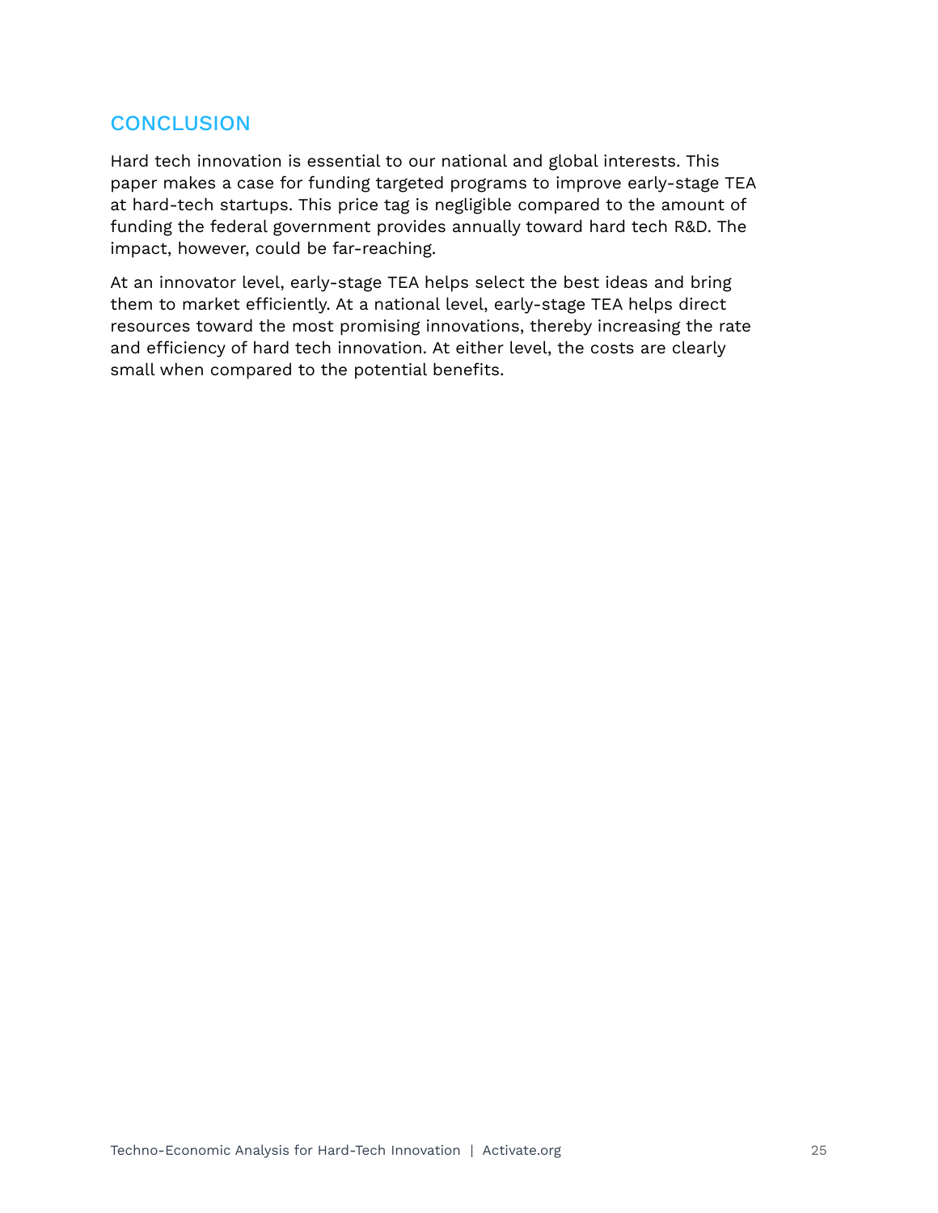## CONCLUSION

Hard tech innovation is essential to our national and global interests. This paper makes a case for funding targeted programs to improve early-stage TEA at hard-tech startups. This price tag is negligible compared to the amount of funding the federal government provides annually toward hard tech R&D. The impact, however, could be far-reaching.

At an innovator level, early-stage TEA helps select the best ideas and bring them to market efficiently. At a national level, early-stage TEA helps direct resources toward the most promising innovations, thereby increasing the rate and efficiency of hard tech innovation. At either level, the costs are clearly small when compared to the potential benefits.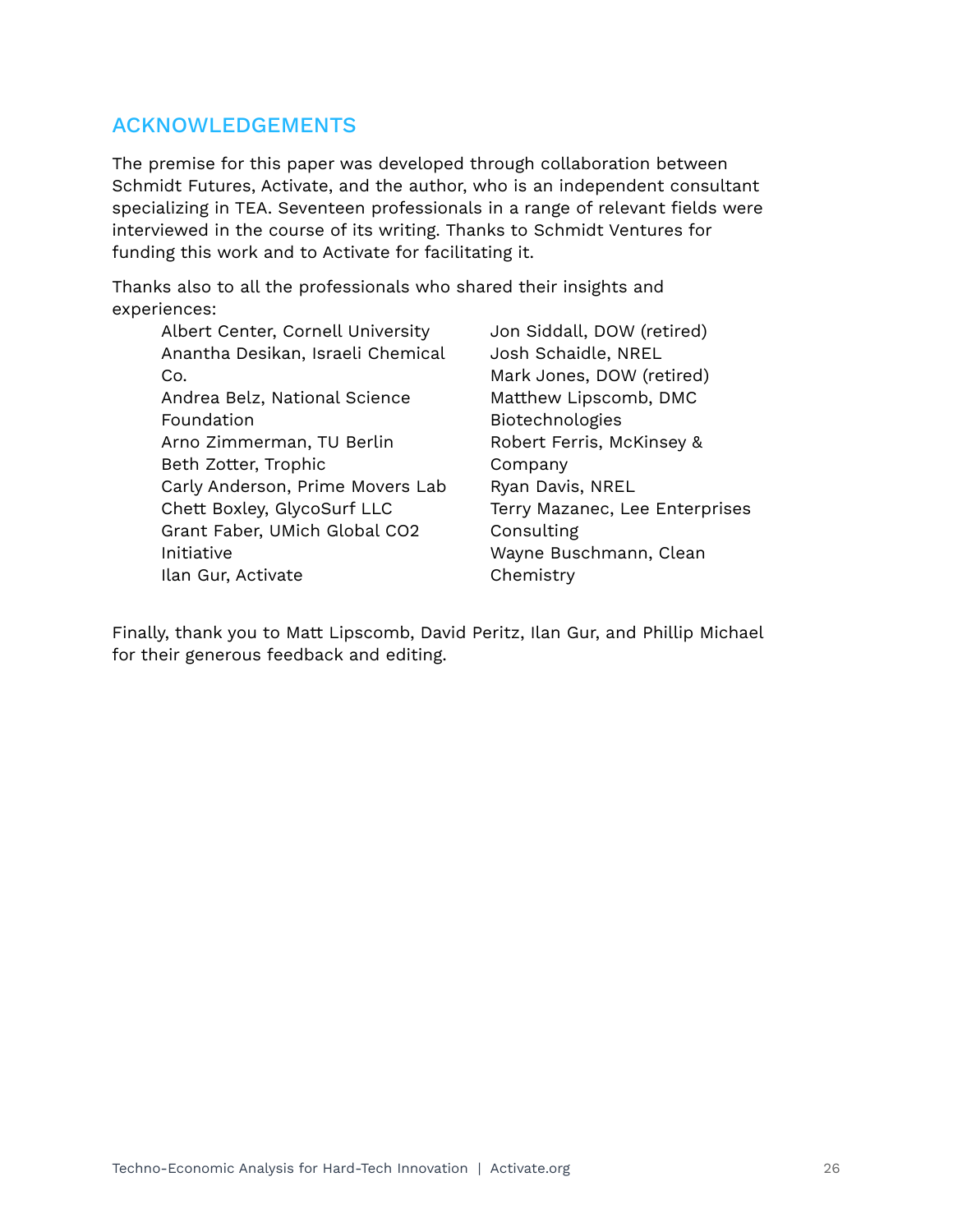## ACKNOWLEDGEMENTS

The premise for this paper was developed through collaboration between Schmidt Futures, Activate, and the author, who is an independent consultant specializing in TEA. Seventeen professionals in a range of relevant fields were interviewed in the course of its writing. Thanks to Schmidt Ventures for funding this work and to Activate for facilitating it.

Thanks also to all the professionals who shared their insights and experiences:

- Albert Center, Cornell University
- Anantha Desikan, Israeli Chemical Co.
- Andrea Belz, National Science Foundation
- Arno Zimmerman, TU Berlin
- Beth Zotter, Trophic
- Carly Anderson, Prime Movers Lab
- Chett Boxley, GlycoSurf LLC
- Grant Faber, UMich Global CO2 Initiative
- Ilan Gur, Activate
- Jon Siddall, DOW (retired)
- Josh Schaidle, NREL
- Mark Jones, DOW (retired)
- Matthew Lipscomb, DMC Biotechnologies
- Robert Ferris, McKinsey & Company
- Ryan Davis, NREL
- Terry Mazanec, Lee Enterprises Consulting
- Wayne Buschmann, Clean Chemistry

Finally, thank you to Matt Lipscomb, David Peritz, Ilan Gur, and Phillip Michael for their generous feedback and editing.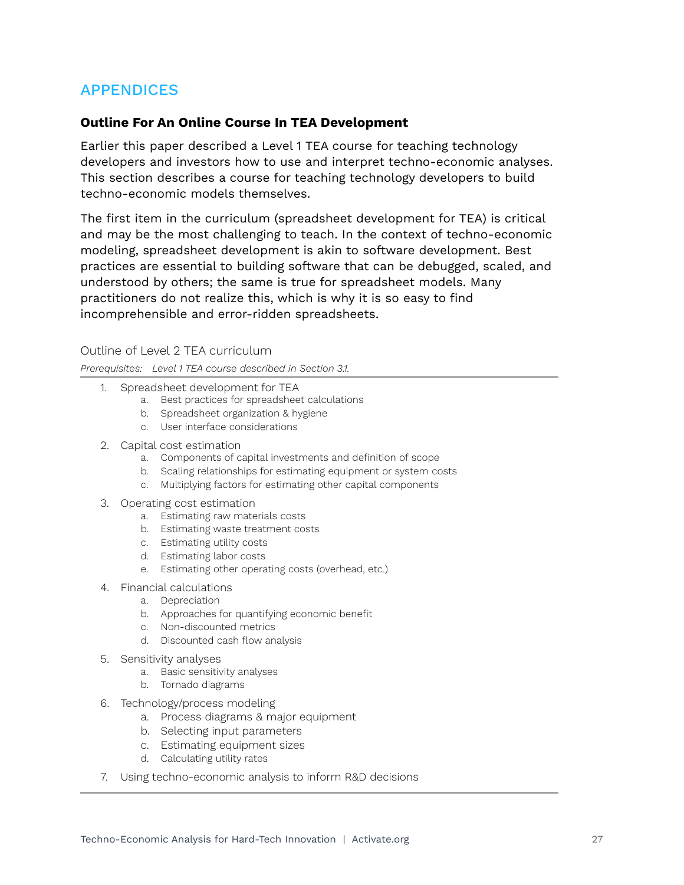## APPENDICES

### Outline For An Online Course In TEA Development

Earlier this paper described a Level 1 TEA course for teaching technology developers and investors how to use and interpret techno-economic analyses. This section describes a course for teaching technology developers to build techno-economic models themselves.

The first item in the curriculum (spreadsheet development for TEA) is critical and may be the most challenging to teach. In the context of techno-economic modeling, spreadsheet development is akin to software development. Best practices are essential to building software that can be debugged, scaled, and understood by others; the same is true for spreadsheet models. Many practitioners do not realize this, which is why it is so easy to find incomprehensible and error-ridden spreadsheets.

Outline of Level 2 TEA curriculum

*Prerequisites: Level 1 TEA course described in Section 3.1.*

1. Spreadsheet development for TEA
   a. Best practices for spreadsheet calculations
   b. Spreadsheet organization & hygiene
   c. User interface considerations
2. Capital cost estimation
   a. Components of capital investments and definition of scope
   b. Scaling relationships for estimating equipment or system costs
   c. Multiplying factors for estimating other capital components
3. Operating cost estimation
   a. Estimating raw materials costs
   b. Estimating waste treatment costs
   c. Estimating utility costs
   d. Estimating labor costs
   e. Estimating other operating costs (overhead, etc.)
4. Financial calculations
   a. Depreciation
   b. Approaches for quantifying economic benefit
   c. Non-discounted metrics
   d. Discounted cash flow analysis
5. Sensitivity analyses
   a. Basic sensitivity analyses
   b. Tornado diagrams
6. Technology/process modeling
   a. Process diagrams & major equipment
   b. Selecting input parameters
   c. Estimating equipment sizes
   d. Calculating utility rates
7. Using techno-economic analysis to inform R&D decisions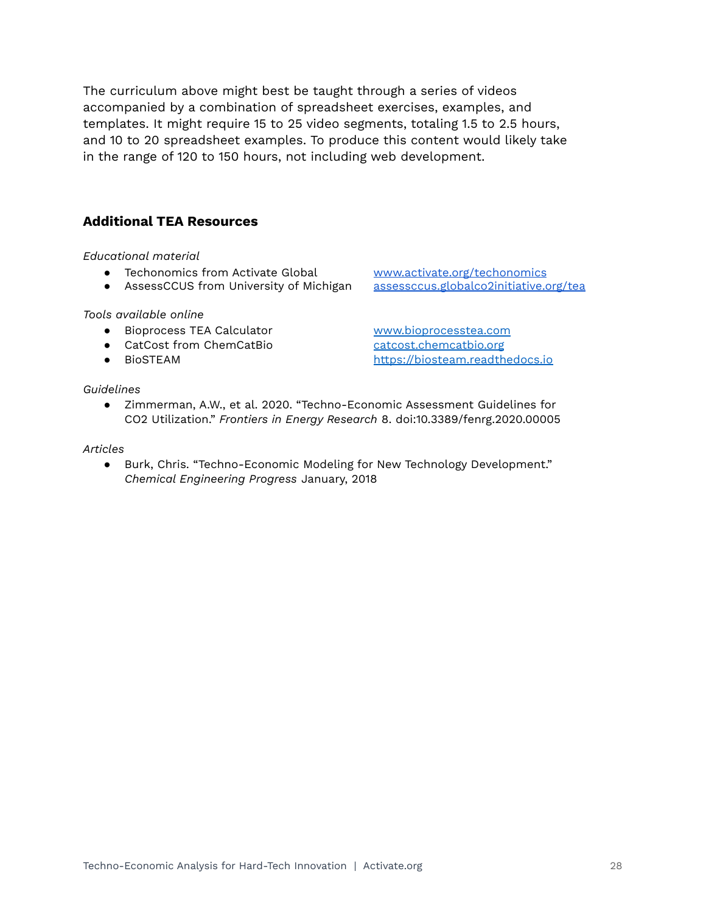The curriculum above might best be taught through a series of videos accompanied by a combination of spreadsheet exercises, examples, and templates. It might require 15 to 25 video segments, totaling 1.5 to 2.5 hours, and 10 to 20 spreadsheet examples. To produce this content would likely take in the range of 120 to 150 hours, not including web development.

### Additional TEA Resources

*Educational material*

- Techonomics from Activate Global — www.activate.org/techonomics
- AssessCCUS from University of Michigan — assessccus.globalco2initiative.org/tea

*Tools available online*

- Bioprocess TEA Calculator — www.bioprocesstea.com
- CatCost from ChemCatBio — catcost.chemcatbio.org
- BioSTEAM — https://biosteam.readthedocs.io

*Guidelines*

- Zimmerman, A.W., et al. 2020. "Techno-Economic Assessment Guidelines for CO2 Utilization." *Frontiers in Energy Research* 8. doi:10.3389/fenrg.2020.00005

*Articles*

- Burk, Chris. "Techno-Economic Modeling for New Technology Development." *Chemical Engineering Progress* January, 2018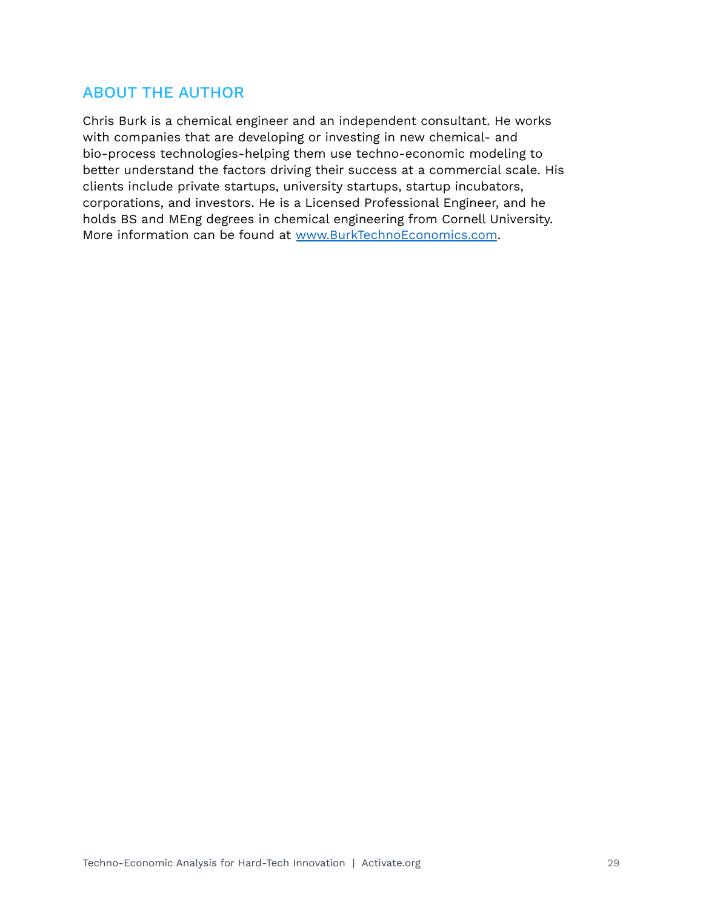## ABOUT THE AUTHOR

Chris Burk is a chemical engineer and an independent consultant. He works with companies that are developing or investing in new chemical- and bio-process technologies-helping them use techno-economic modeling to better understand the factors driving their success at a commercial scale. His clients include private startups, university startups, startup incubators, corporations, and investors. He is a Licensed Professional Engineer, and he holds BS and MEng degrees in chemical engineering from Cornell University. More information can be found at [www.BurkTechnoEconomics.com](http://www.BurkTechnoEconomics.com).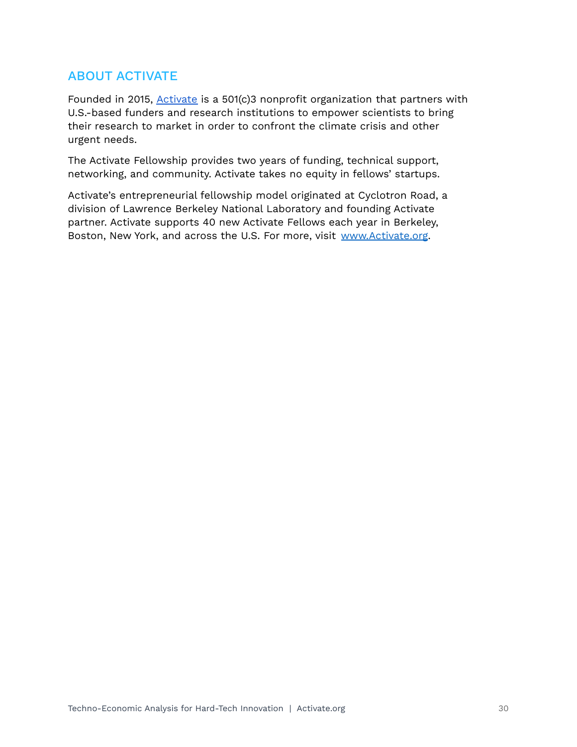## ABOUT ACTIVATE

Founded in 2015, Activate is a 501(c)3 nonprofit organization that partners with U.S.-based funders and research institutions to empower scientists to bring their research to market in order to confront the climate crisis and other urgent needs.

The Activate Fellowship provides two years of funding, technical support, networking, and community. Activate takes no equity in fellows' startups.

Activate's entrepreneurial fellowship model originated at Cyclotron Road, a division of Lawrence Berkeley National Laboratory and founding Activate partner. Activate supports 40 new Activate Fellows each year in Berkeley, Boston, New York, and across the U.S. For more, visit www.Activate.org.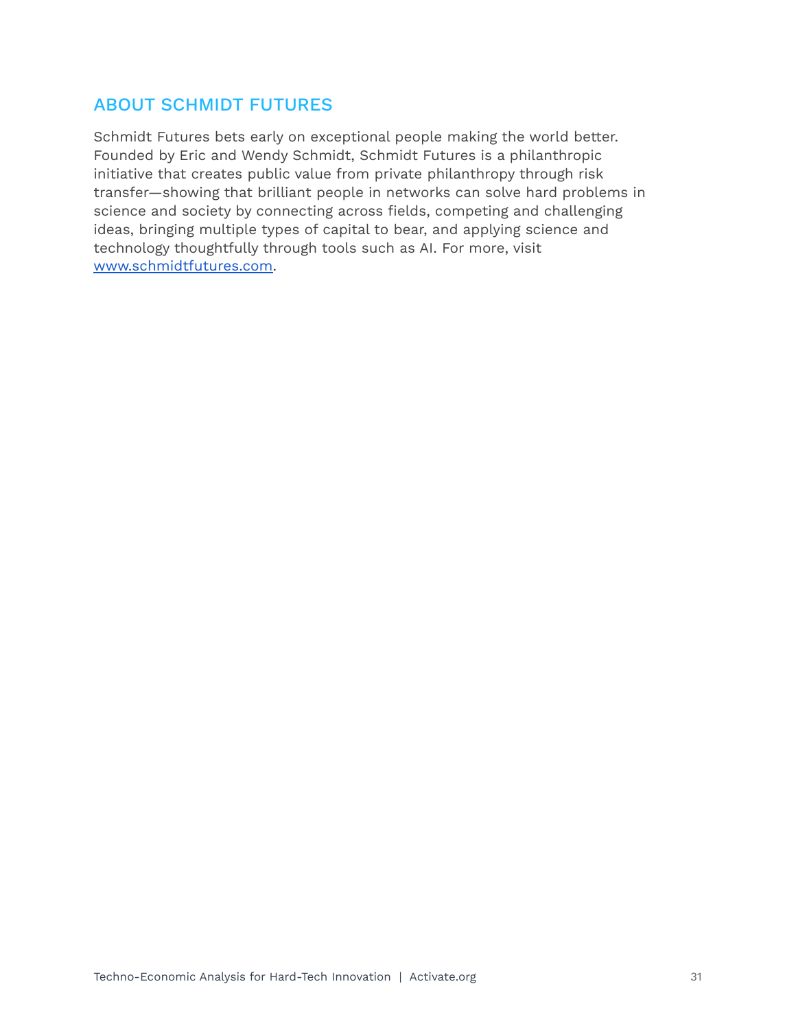## ABOUT SCHMIDT FUTURES

Schmidt Futures bets early on exceptional people making the world better. Founded by Eric and Wendy Schmidt, Schmidt Futures is a philanthropic initiative that creates public value from private philanthropy through risk transfer—showing that brilliant people in networks can solve hard problems in science and society by connecting across fields, competing and challenging ideas, bringing multiple types of capital to bear, and applying science and technology thoughtfully through tools such as AI. For more, visit [www.schmidtfutures.com](http://www.schmidtfutures.com).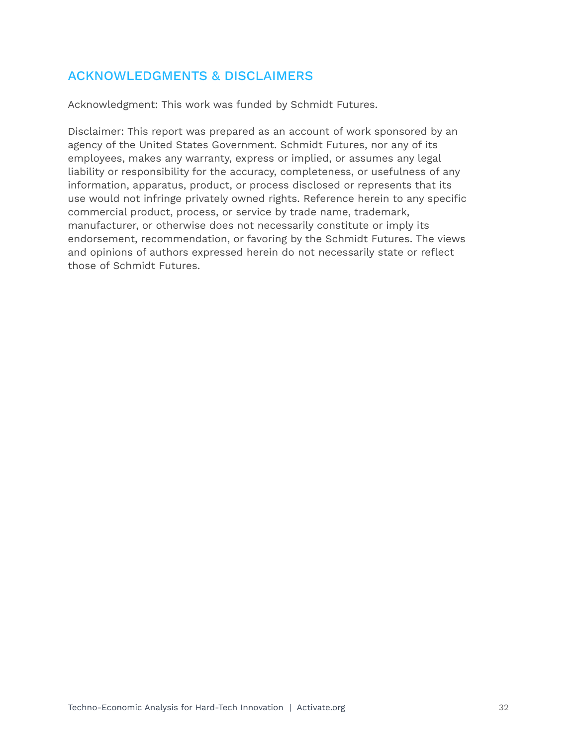## ACKNOWLEDGMENTS & DISCLAIMERS

Acknowledgment: This work was funded by Schmidt Futures.

Disclaimer: This report was prepared as an account of work sponsored by an agency of the United States Government. Schmidt Futures, nor any of its employees, makes any warranty, express or implied, or assumes any legal liability or responsibility for the accuracy, completeness, or usefulness of any information, apparatus, product, or process disclosed or represents that its use would not infringe privately owned rights. Reference herein to any specific commercial product, process, or service by trade name, trademark, manufacturer, or otherwise does not necessarily constitute or imply its endorsement, recommendation, or favoring by the Schmidt Futures. The views and opinions of authors expressed herein do not necessarily state or reflect those of Schmidt Futures.